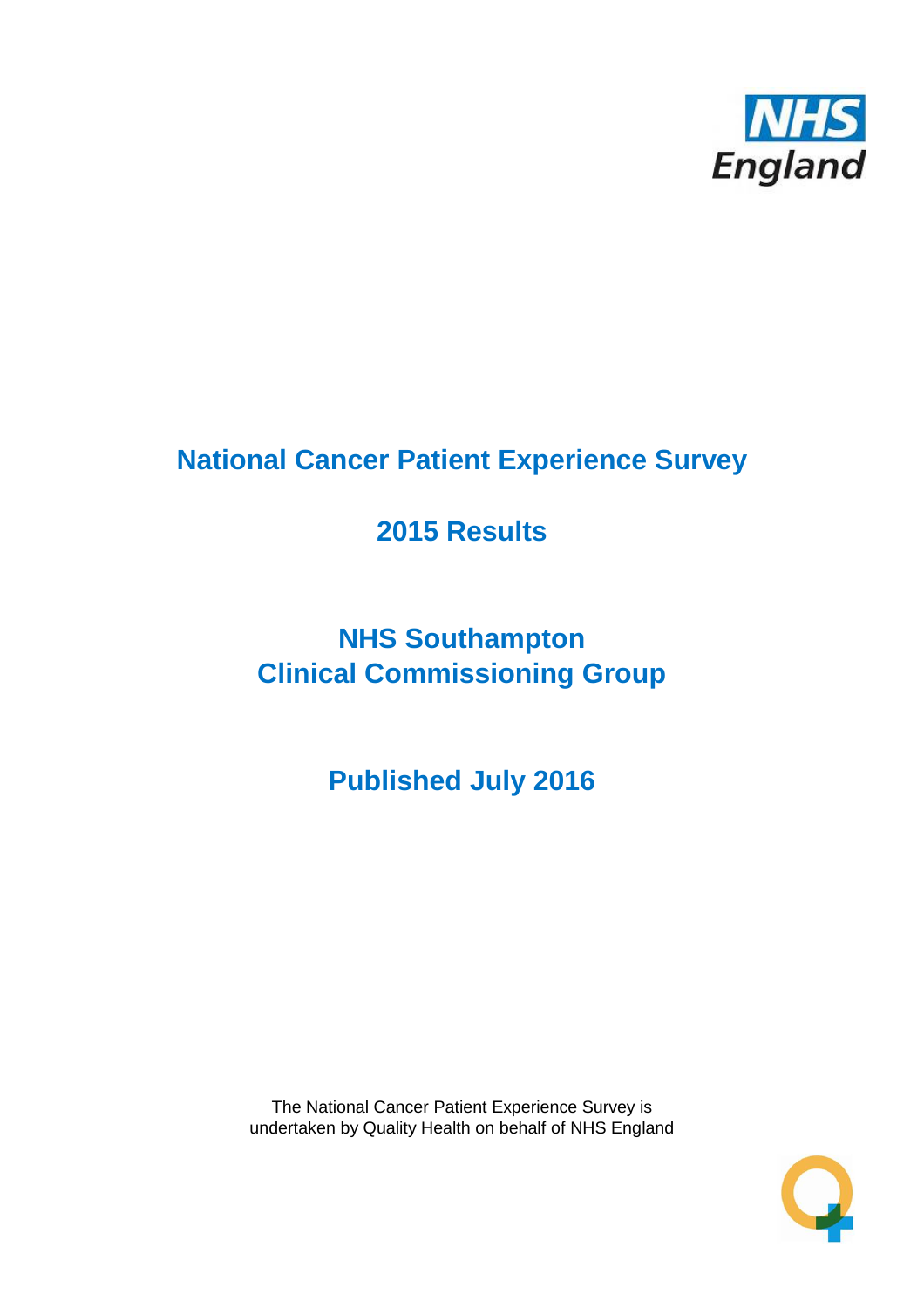# National Cancer Patient Experience Survey

## 2015 Results

## NHS Southampton Clinical Commissioning Group

## Published July 2016

The National Cancer Patient Experience Survey is undertaken by Quality Health on behalf of NHS England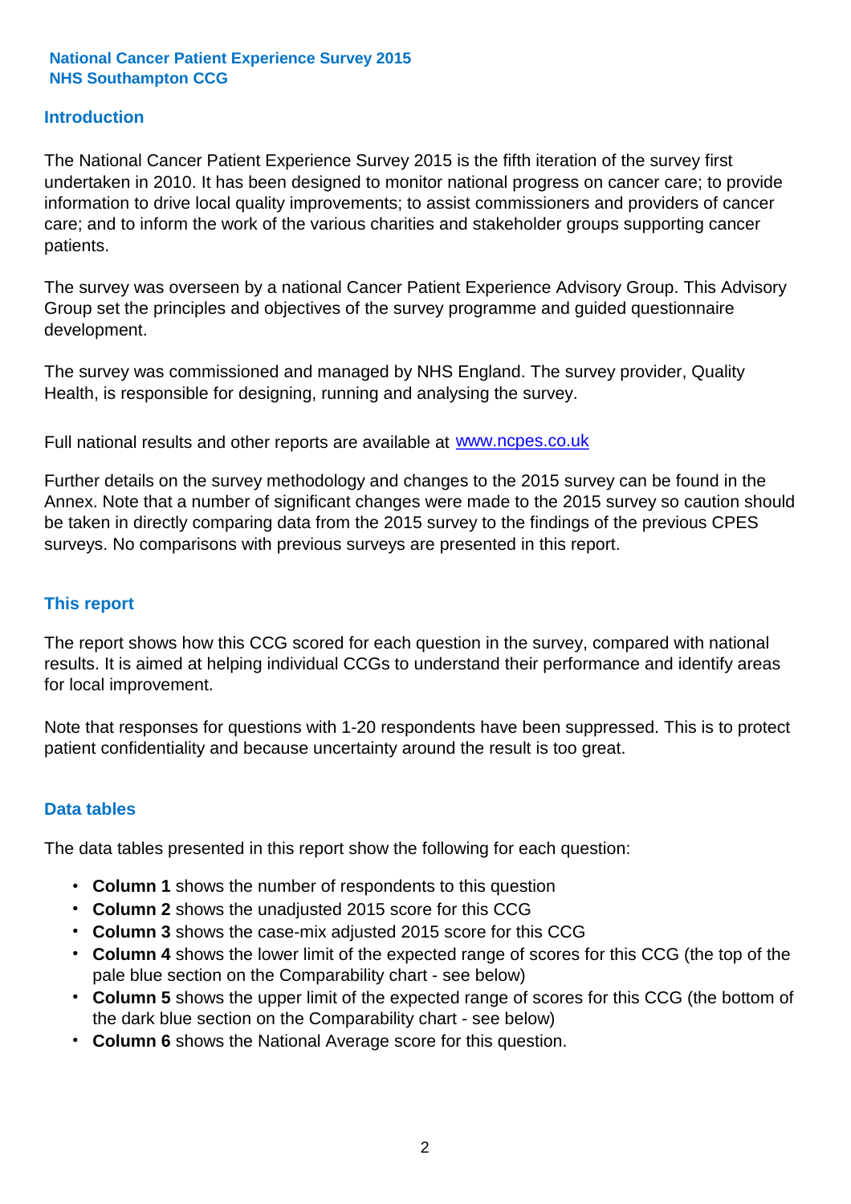**National Cancer Patient Experience Survey 2015**
**NHS Southampton CCG**

## Introduction

The National Cancer Patient Experience Survey 2015 is the fifth iteration of the survey first undertaken in 2010. It has been designed to monitor national progress on cancer care; to provide information to drive local quality improvements; to assist commissioners and providers of cancer care; and to inform the work of the various charities and stakeholder groups supporting cancer patients.

The survey was overseen by a national Cancer Patient Experience Advisory Group. This Advisory Group set the principles and objectives of the survey programme and guided questionnaire development.

The survey was commissioned and managed by NHS England. The survey provider, Quality Health, is responsible for designing, running and analysing the survey.

Full national results and other reports are available at [www.ncpes.co.uk](http://www.ncpes.co.uk)

Further details on the survey methodology and changes to the 2015 survey can be found in the Annex. Note that a number of significant changes were made to the 2015 survey so caution should be taken in directly comparing data from the 2015 survey to the findings of the previous CPES surveys. No comparisons with previous surveys are presented in this report.

## This report

The report shows how this CCG scored for each question in the survey, compared with national results. It is aimed at helping individual CCGs to understand their performance and identify areas for local improvement.

Note that responses for questions with 1-20 respondents have been suppressed. This is to protect patient confidentiality and because uncertainty around the result is too great.

## Data tables

The data tables presented in this report show the following for each question:

- **Column 1** shows the number of respondents to this question
- **Column 2** shows the unadjusted 2015 score for this CCG
- **Column 3** shows the case-mix adjusted 2015 score for this CCG
- **Column 4** shows the lower limit of the expected range of scores for this CCG (the top of the pale blue section on the Comparability chart - see below)
- **Column 5** shows the upper limit of the expected range of scores for this CCG (the bottom of the dark blue section on the Comparability chart - see below)
- **Column 6** shows the National Average score for this question.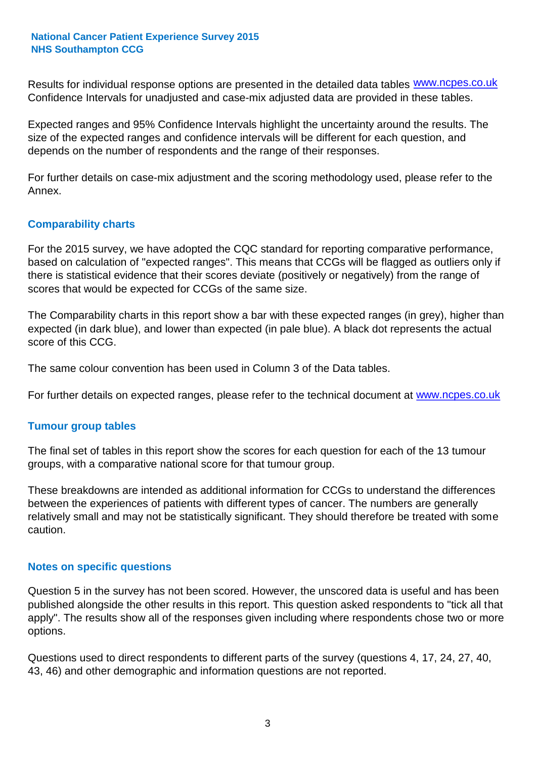Results for individual response options are presented in the detailed data tables www.ncpes.co.uk Confidence Intervals for unadjusted and case-mix adjusted data are provided in these tables.

Expected ranges and 95% Confidence Intervals highlight the uncertainty around the results. The size of the expected ranges and confidence intervals will be different for each question, and depends on the number of respondents and the range of their responses.

For further details on case-mix adjustment and the scoring methodology used, please refer to the Annex.

## Comparability charts

For the 2015 survey, we have adopted the CQC standard for reporting comparative performance, based on calculation of "expected ranges". This means that CCGs will be flagged as outliers only if there is statistical evidence that their scores deviate (positively or negatively) from the range of scores that would be expected for CCGs of the same size.

The Comparability charts in this report show a bar with these expected ranges (in grey), higher than expected (in dark blue), and lower than expected (in pale blue). A black dot represents the actual score of this CCG.

The same colour convention has been used in Column 3 of the Data tables.

For further details on expected ranges, please refer to the technical document at www.ncpes.co.uk

## Tumour group tables

The final set of tables in this report show the scores for each question for each of the 13 tumour groups, with a comparative national score for that tumour group.

These breakdowns are intended as additional information for CCGs to understand the differences between the experiences of patients with different types of cancer. The numbers are generally relatively small and may not be statistically significant. They should therefore be treated with some caution.

## Notes on specific questions

Question 5 in the survey has not been scored. However, the unscored data is useful and has been published alongside the other results in this report. This question asked respondents to "tick all that apply". The results show all of the responses given including where respondents chose two or more options.

Questions used to direct respondents to different parts of the survey (questions 4, 17, 24, 27, 40, 43, 46) and other demographic and information questions are not reported.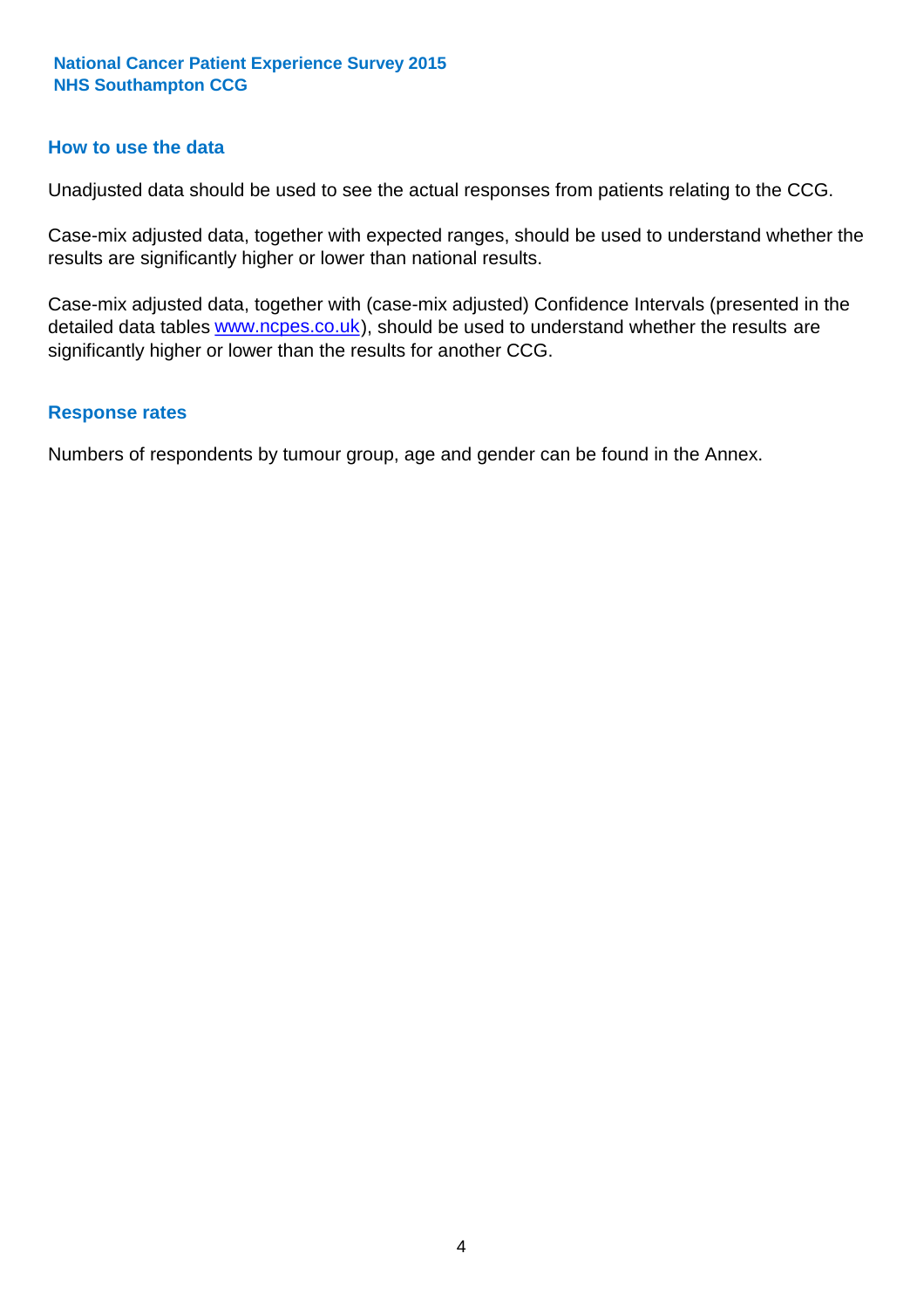## How to use the data

Unadjusted data should be used to see the actual responses from patients relating to the CCG.

Case-mix adjusted data, together with expected ranges, should be used to understand whether the results are significantly higher or lower than national results.

Case-mix adjusted data, together with (case-mix adjusted) Confidence Intervals (presented in the detailed data tables www.ncpes.co.uk), should be used to understand whether the results are significantly higher or lower than the results for another CCG.

## Response rates

Numbers of respondents by tumour group, age and gender can be found in the Annex.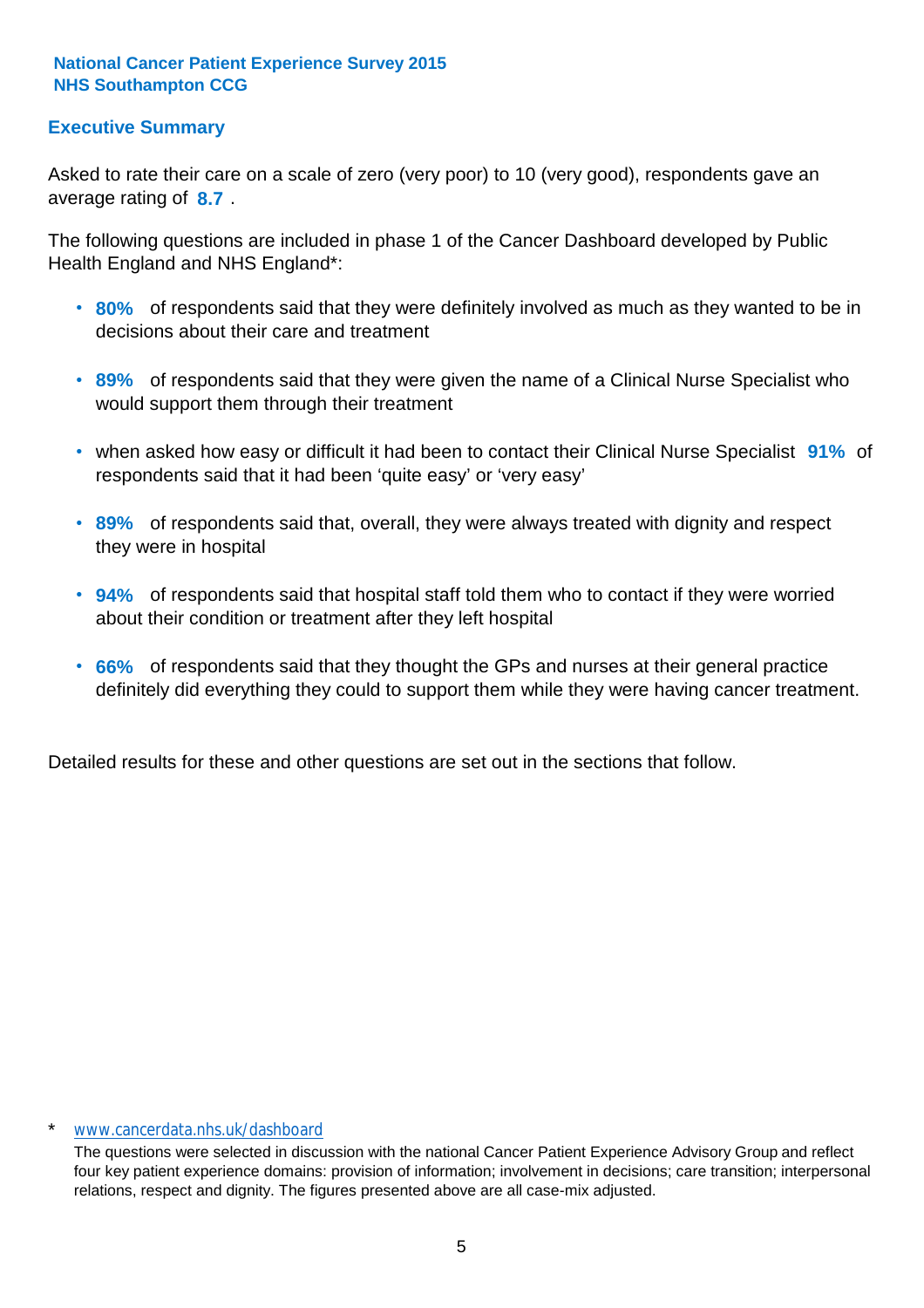National Cancer Patient Experience Survey 2015
NHS Southampton CCG

## Executive Summary

Asked to rate their care on a scale of zero (very poor) to 10 (very good), respondents gave an average rating of **8.7** .

The following questions are included in phase 1 of the Cancer Dashboard developed by Public Health England and NHS England*:

- **80%** of respondents said that they were definitely involved as much as they wanted to be in decisions about their care and treatment
- **89%** of respondents said that they were given the name of a Clinical Nurse Specialist who would support them through their treatment
- when asked how easy or difficult it had been to contact their Clinical Nurse Specialist **91%** of respondents said that it had been 'quite easy' or 'very easy'
- **89%** of respondents said that, overall, they were always treated with dignity and respect they were in hospital
- **94%** of respondents said that hospital staff told them who to contact if they were worried about their condition or treatment after they left hospital
- **66%** of respondents said that they thought the GPs and nurses at their general practice definitely did everything they could to support them while they were having cancer treatment.

Detailed results for these and other questions are set out in the sections that follow.

\* www.cancerdata.nhs.uk/dashboard

The questions were selected in discussion with the national Cancer Patient Experience Advisory Group and reflect four key patient experience domains: provision of information; involvement in decisions; care transition; interpersonal relations, respect and dignity. The figures presented above are all case-mix adjusted.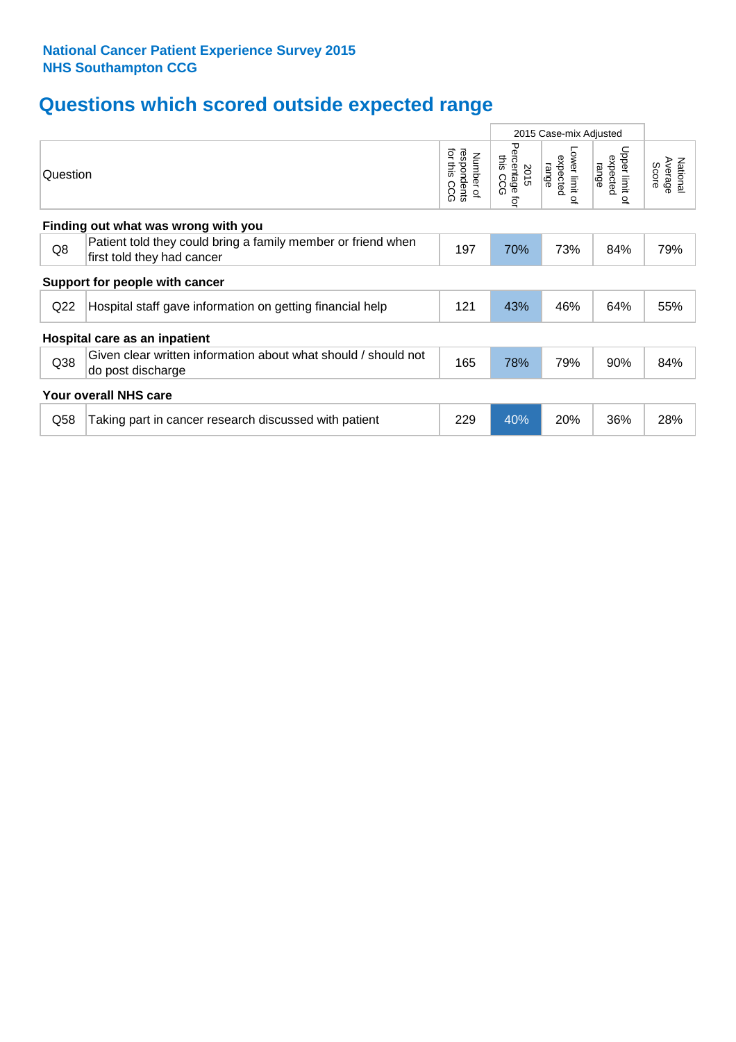**National Cancer Patient Experience Survey 2015**
**NHS Southampton CCG**

# Questions which scored outside expected range

| Question | | Number of respondents for this CCG | 2015 Case-mix Adjusted | | | National Average Score |
|---|---|---|---|---|---|---|
| | | | 2015 Percentage for this CCG | Lower limit of expected range | Upper limit of expected range | |
| **Finding out what was wrong with you** | | | | | | |
| Q8 | Patient told they could bring a family member or friend when first told they had cancer | 197 | 70% | 73% | 84% | 79% |
| **Support for people with cancer** | | | | | | |
| Q22 | Hospital staff gave information on getting financial help | 121 | 43% | 46% | 64% | 55% |
| **Hospital care as an inpatient** | | | | | | |
| Q38 | Given clear written information about what should / should not do post discharge | 165 | 78% | 79% | 90% | 84% |
| **Your overall NHS care** | | | | | | |
| Q58 | Taking part in cancer research discussed with patient | 229 | 40% | 20% | 36% | 28% |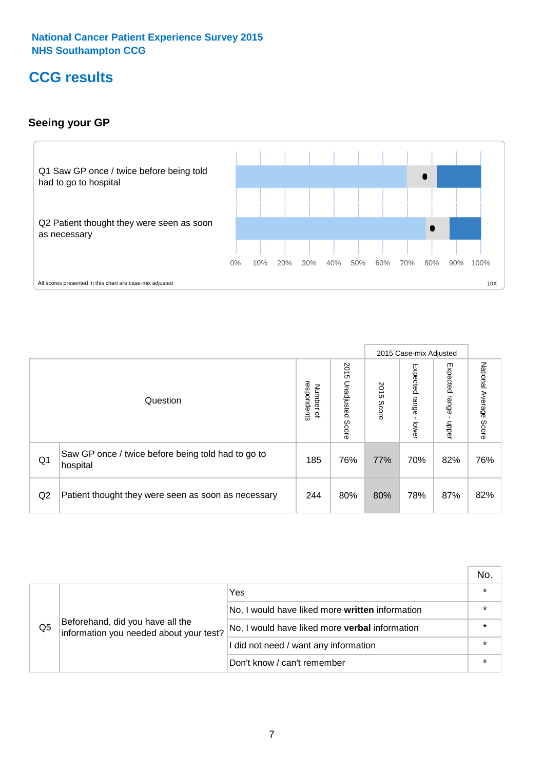National Cancer Patient Experience Survey 2015
NHS Southampton CCG

# CCG results

### Seeing your GP

Q1 Saw GP once / twice before being told had to go to hospital

Q2 Patient thought they were seen as soon as necessary

0% 10% 20% 30% 40% 50% 60% 70% 80% 90% 100%

All scores presented in this chart are case-mix adjusted

10X

| | Question | Number of respondents | 2015 Unadjusted Score | 2015 Case-mix Adjusted: 2015 Score | 2015 Case-mix Adjusted: Expected range - lower | 2015 Case-mix Adjusted: Expected range - upper | National Average Score |
|---|---|---|---|---|---|---|---|
| Q1 | Saw GP once / twice before being told had to go to hospital | 185 | 76% | 77% | 70% | 82% | 76% |
| Q2 | Patient thought they were seen as soon as necessary | 244 | 80% | 80% | 78% | 87% | 82% |

| | | | No. |
|---|---|---|---|
| Q5 | Beforehand, did you have all the information you needed about your test? | Yes | * |
| | | No, I would have liked more **written** information | * |
| | | No, I would have liked more **verbal** information | * |
| | | I did not need / want any information | * |
| | | Don't know / can't remember | * |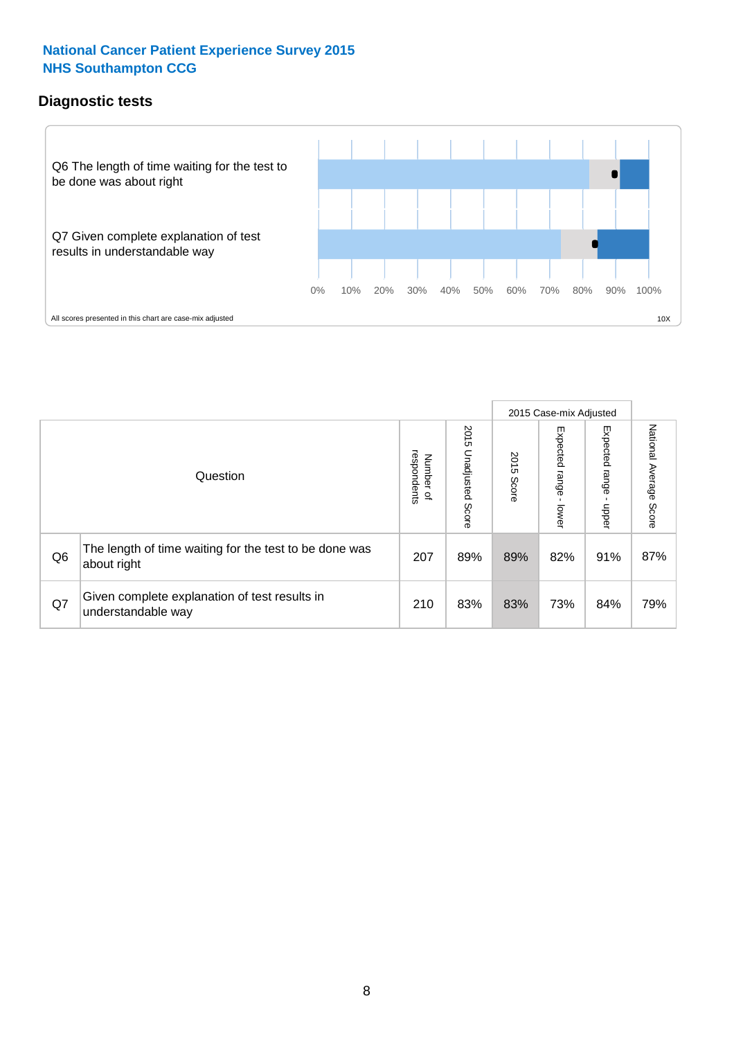**National Cancer Patient Experience Survey 2015**
**NHS Southampton CCG**

## Diagnostic tests

Q6 The length of time waiting for the test to be done was about right

Q7 Given complete explanation of test results in understandable way

0% 10% 20% 30% 40% 50% 60% 70% 80% 90% 100%

All scores presented in this chart are case-mix adjusted

10X

| Question | | Number of respondents | 2015 Unadjusted Score | 2015 Case-mix Adjusted: 2015 Score | 2015 Case-mix Adjusted: Expected range - lower | 2015 Case-mix Adjusted: Expected range - upper | National Average Score |
|---|---|---|---|---|---|---|---|
| Q6 | The length of time waiting for the test to be done was about right | 207 | 89% | 89% | 82% | 91% | 87% |
| Q7 | Given complete explanation of test results in understandable way | 210 | 83% | 83% | 73% | 84% | 79% |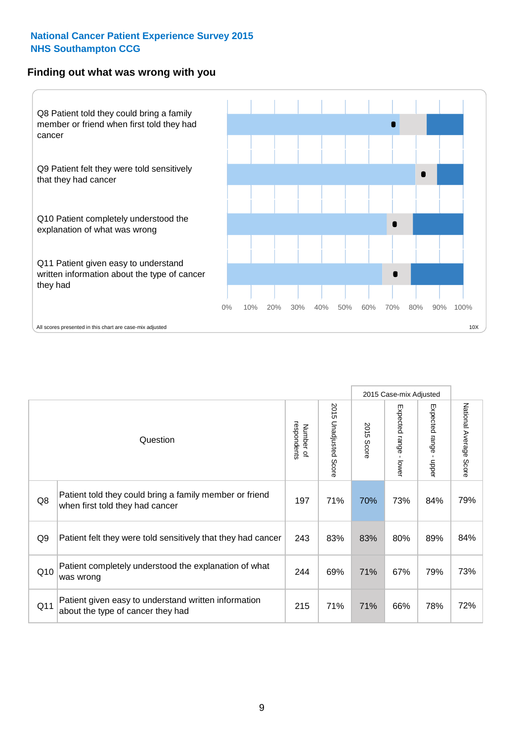**National Cancer Patient Experience Survey 2015**
**NHS Southampton CCG**

## Finding out what was wrong with you

Q8 Patient told they could bring a family member or friend when first told they had cancer

Q9 Patient felt they were told sensitively that they had cancer

Q10 Patient completely understood the explanation of what was wrong

Q11 Patient given easy to understand written information about the type of cancer they had

0% 10% 20% 30% 40% 50% 60% 70% 80% 90% 100%

All scores presented in this chart are case-mix adjusted

10X

| | Question | Number of respondents | 2015 Unadjusted Score | 2015 Case-mix Adjusted | | | National Average Score |
|---|---|---|---|---|---|---|---|
| | | | | 2015 Score | Expected range - lower | Expected range - upper | |
| Q8 | Patient told they could bring a family member or friend when first told they had cancer | 197 | 71% | 70% | 73% | 84% | 79% |
| Q9 | Patient felt they were told sensitively that they had cancer | 243 | 83% | 83% | 80% | 89% | 84% |
| Q10 | Patient completely understood the explanation of what was wrong | 244 | 69% | 71% | 67% | 79% | 73% |
| Q11 | Patient given easy to understand written information about the type of cancer they had | 215 | 71% | 71% | 66% | 78% | 72% |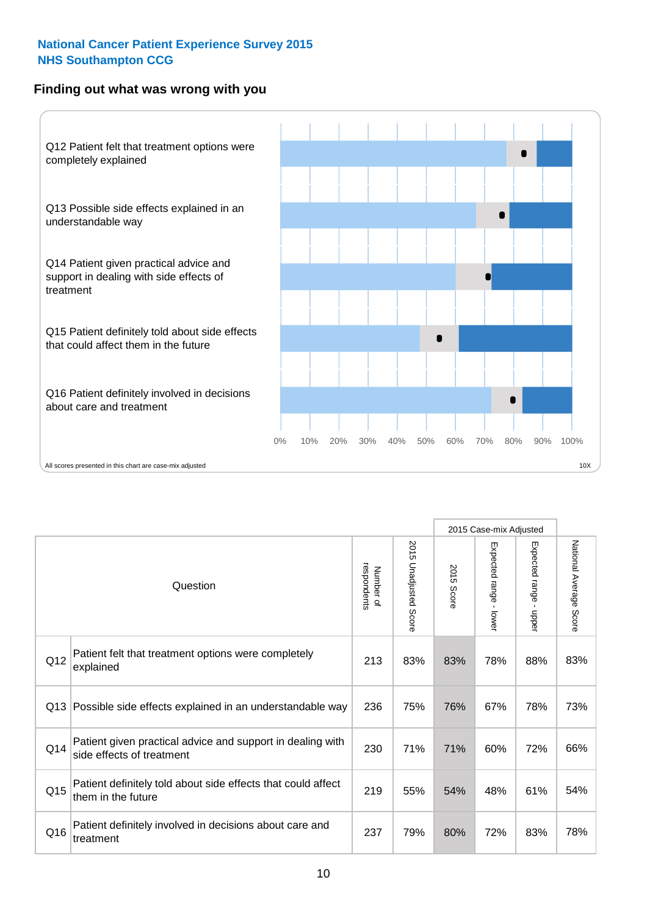**National Cancer Patient Experience Survey 2015**
**NHS Southampton CCG**

## Finding out what was wrong with you

Q12 Patient felt that treatment options were completely explained

Q13 Possible side effects explained in an understandable way

Q14 Patient given practical advice and support in dealing with side effects of treatment

Q15 Patient definitely told about side effects that could affect them in the future

Q16 Patient definitely involved in decisions about care and treatment

0% 10% 20% 30% 40% 50% 60% 70% 80% 90% 100%

All scores presented in this chart are case-mix adjusted

10X

| | Question | Number of respondents | 2015 Unadjusted Score | 2015 Case-mix Adjusted: 2015 Score | 2015 Case-mix Adjusted: Expected range - lower | 2015 Case-mix Adjusted: Expected range - upper | National Average Score |
|---|---|---|---|---|---|---|---|
| Q12 | Patient felt that treatment options were completely explained | 213 | 83% | 83% | 78% | 88% | 83% |
| Q13 | Possible side effects explained in an understandable way | 236 | 75% | 76% | 67% | 78% | 73% |
| Q14 | Patient given practical advice and support in dealing with side effects of treatment | 230 | 71% | 71% | 60% | 72% | 66% |
| Q15 | Patient definitely told about side effects that could affect them in the future | 219 | 55% | 54% | 48% | 61% | 54% |
| Q16 | Patient definitely involved in decisions about care and treatment | 237 | 79% | 80% | 72% | 83% | 78% |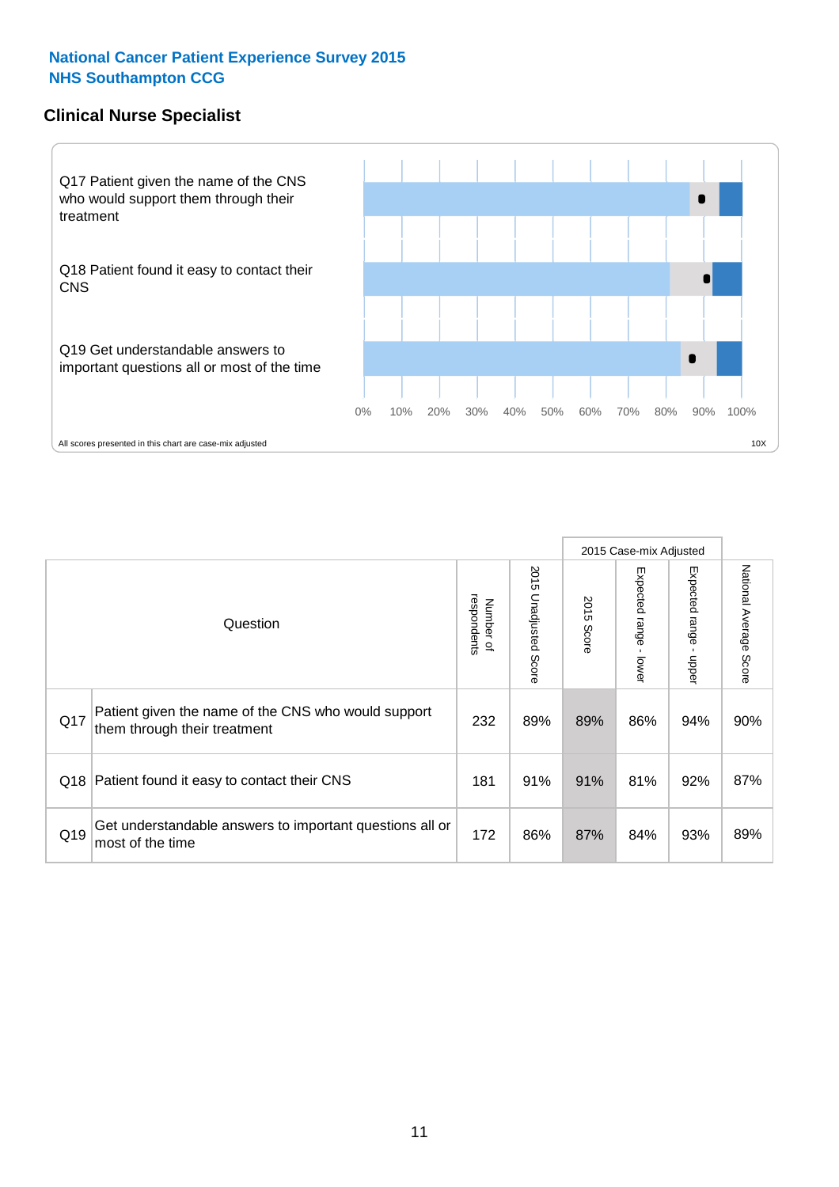**National Cancer Patient Experience Survey 2015**
**NHS Southampton CCG**

## Clinical Nurse Specialist

Q17 Patient given the name of the CNS who would support them through their treatment

Q18 Patient found it easy to contact their CNS

Q19 Get understandable answers to important questions all or most of the time

0% 10% 20% 30% 40% 50% 60% 70% 80% 90% 100%

All scores presented in this chart are case-mix adjusted

10X

| | Question | Number of respondents | 2015 Unadjusted Score | 2015 Case-mix Adjusted | | | National Average Score |
|---|---|---|---|---|---|---|---|
| | | | | 2015 Score | Expected range - lower | Expected range - upper | |
| Q17 | Patient given the name of the CNS who would support them through their treatment | 232 | 89% | 89% | 86% | 94% | 90% |
| Q18 | Patient found it easy to contact their CNS | 181 | 91% | 91% | 81% | 92% | 87% |
| Q19 | Get understandable answers to important questions all or most of the time | 172 | 86% | 87% | 84% | 93% | 89% |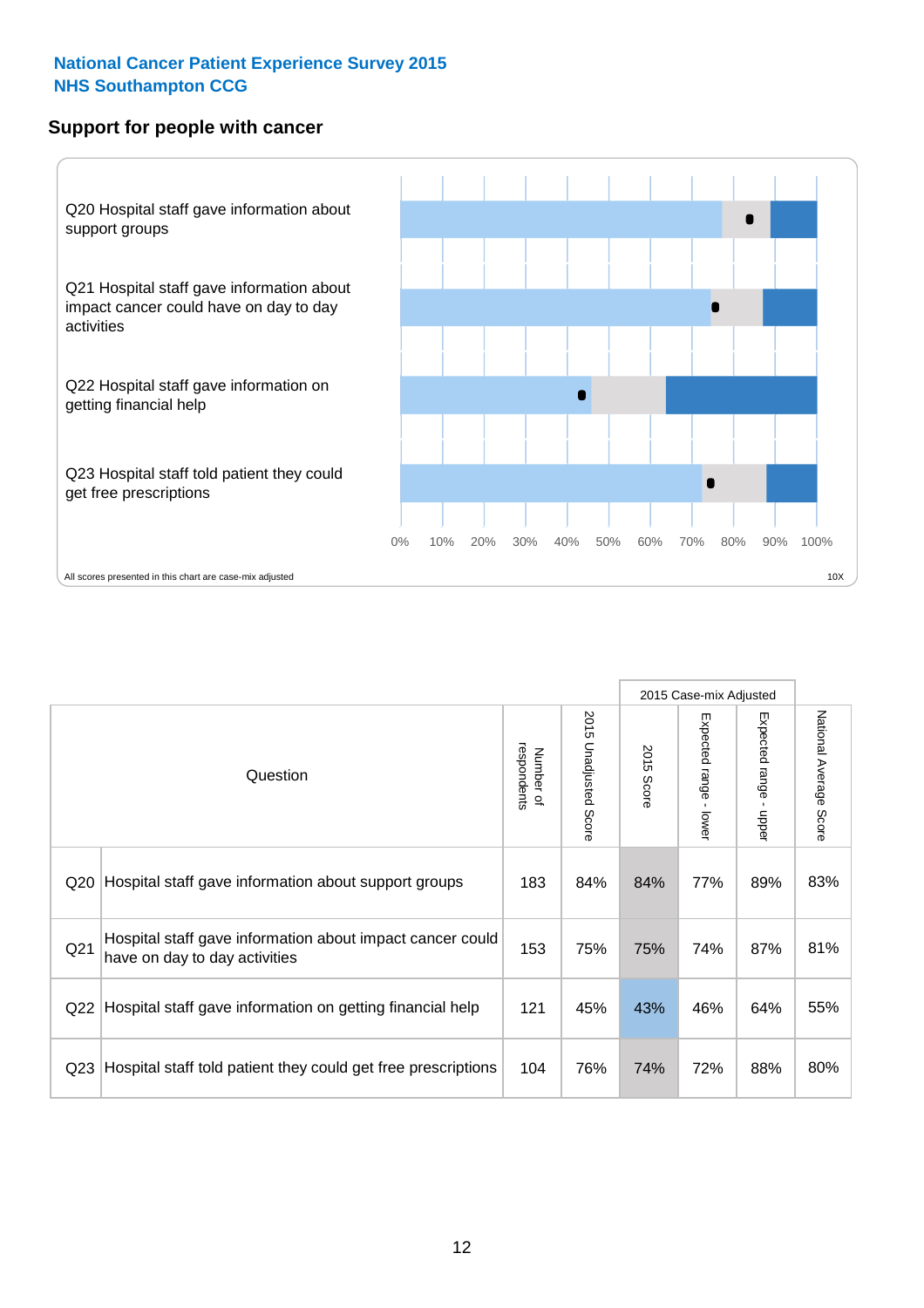National Cancer Patient Experience Survey 2015
NHS Southampton CCG

## Support for people with cancer

Q20 Hospital staff gave information about support groups

Q21 Hospital staff gave information about impact cancer could have on day to day activities

Q22 Hospital staff gave information on getting financial help

Q23 Hospital staff told patient they could get free prescriptions

0% 10% 20% 30% 40% 50% 60% 70% 80% 90% 100%

All scores presented in this chart are case-mix adjusted

10X

| | Question | Number of respondents | 2015 Unadjusted Score | 2015 Case-mix Adjusted | | | National Average Score |
|---|---|---|---|---|---|---|---|
| | | | | 2015 Score | Expected range - lower | Expected range - upper | |
| Q20 | Hospital staff gave information about support groups | 183 | 84% | 84% | 77% | 89% | 83% |
| Q21 | Hospital staff gave information about impact cancer could have on day to day activities | 153 | 75% | 75% | 74% | 87% | 81% |
| Q22 | Hospital staff gave information on getting financial help | 121 | 45% | 43% | 46% | 64% | 55% |
| Q23 | Hospital staff told patient they could get free prescriptions | 104 | 76% | 74% | 72% | 88% | 80% |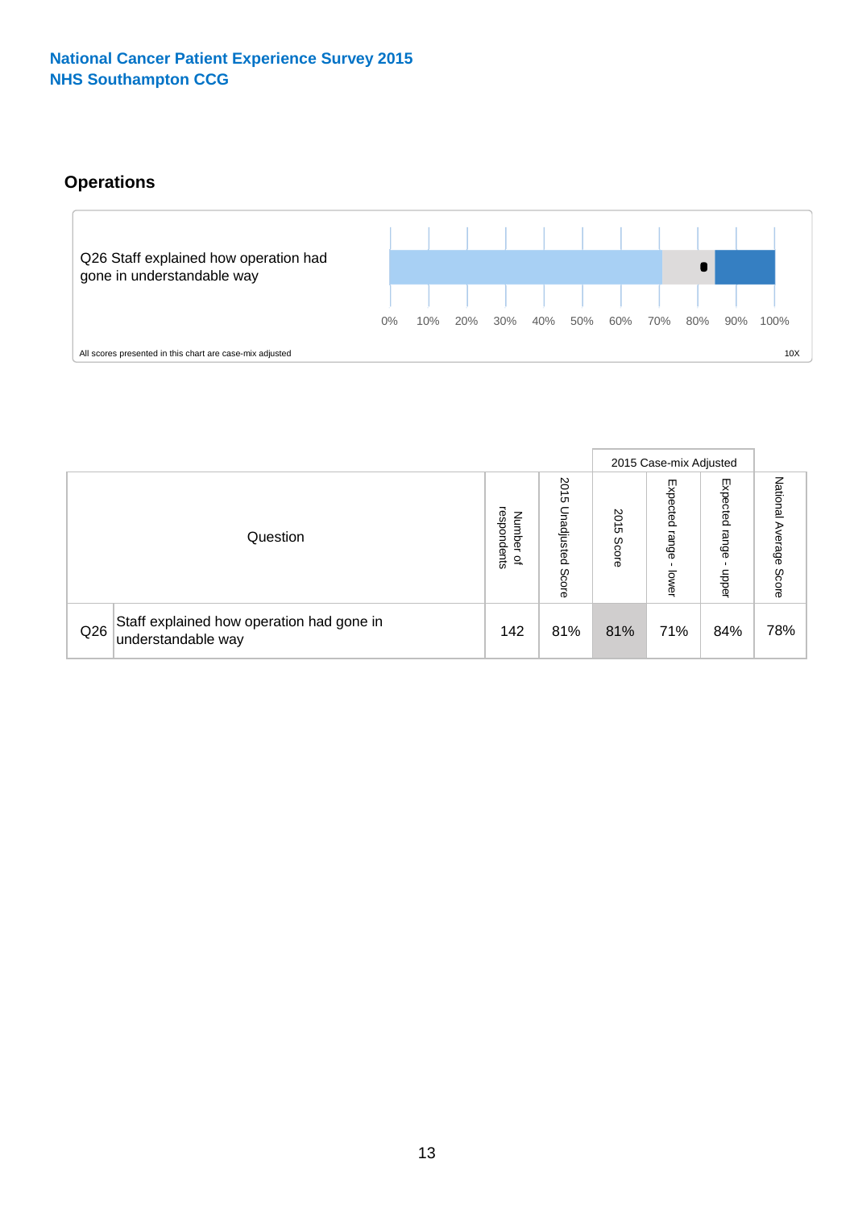National Cancer Patient Experience Survey 2015
NHS Southampton CCG

## Operations

Q26 Staff explained how operation had gone in understandable way

0% 10% 20% 30% 40% 50% 60% 70% 80% 90% 100%

All scores presented in this chart are case-mix adjusted

10X

| | Question | Number of respondents | 2015 Unadjusted Score | 2015 Case-mix Adjusted | | | National Average Score |
|---|---|---|---|---|---|---|---|
| | | | | 2015 Score | Expected range - lower | Expected range - upper | |
| Q26 | Staff explained how operation had gone in understandable way | 142 | 81% | 81% | 71% | 84% | 78% |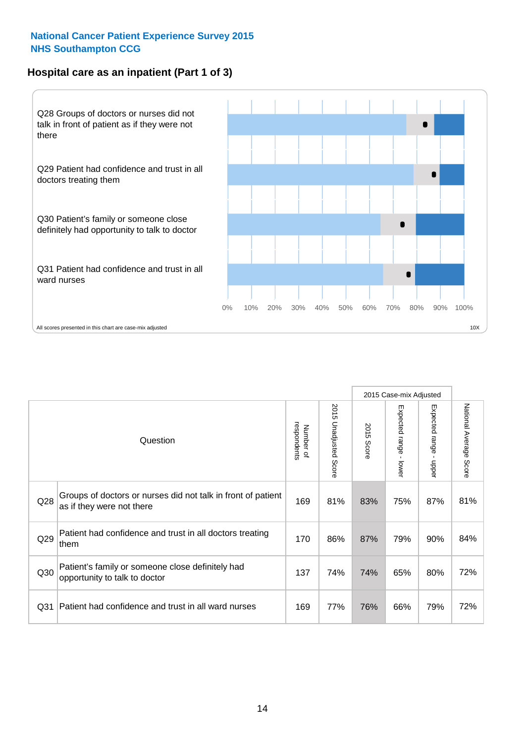National Cancer Patient Experience Survey 2015
NHS Southampton CCG

## Hospital care as an inpatient (Part 1 of 3)

Q28 Groups of doctors or nurses did not talk in front of patient as if they were not there

Q29 Patient had confidence and trust in all doctors treating them

Q30 Patient's family or someone close definitely had opportunity to talk to doctor

Q31 Patient had confidence and trust in all ward nurses

0% 10% 20% 30% 40% 50% 60% 70% 80% 90% 100%

All scores presented in this chart are case-mix adjusted

10X

| | Question | Number of respondents | 2015 Unadjusted Score | 2015 Case-mix Adjusted: 2015 Score | 2015 Case-mix Adjusted: Expected range - lower | 2015 Case-mix Adjusted: Expected range - upper | National Average Score |
|---|---|---|---|---|---|---|---|
| Q28 | Groups of doctors or nurses did not talk in front of patient as if they were not there | 169 | 81% | 83% | 75% | 87% | 81% |
| Q29 | Patient had confidence and trust in all doctors treating them | 170 | 86% | 87% | 79% | 90% | 84% |
| Q30 | Patient's family or someone close definitely had opportunity to talk to doctor | 137 | 74% | 74% | 65% | 80% | 72% |
| Q31 | Patient had confidence and trust in all ward nurses | 169 | 77% | 76% | 66% | 79% | 72% |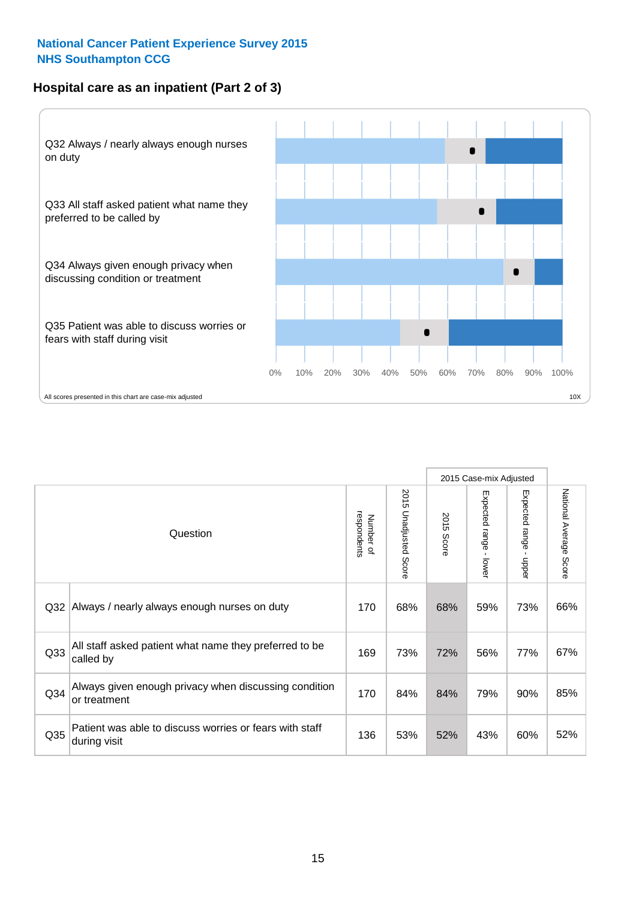**National Cancer Patient Experience Survey 2015**
**NHS Southampton CCG**

## Hospital care as an inpatient (Part 2 of 3)

Q32 Always / nearly always enough nurses on duty

Q33 All staff asked patient what name they preferred to be called by

Q34 Always given enough privacy when discussing condition or treatment

Q35 Patient was able to discuss worries or fears with staff during visit

0% 10% 20% 30% 40% 50% 60% 70% 80% 90% 100%

All scores presented in this chart are case-mix adjusted

10X

| Question | | Number of respondents | 2015 Unadjusted Score | 2015 Case-mix Adjusted | | | National Average Score |
|---|---|---|---|---|---|---|---|
| | | | | 2015 Score | Expected range - lower | Expected range - upper | |
| Q32 | Always / nearly always enough nurses on duty | 170 | 68% | 68% | 59% | 73% | 66% |
| Q33 | All staff asked patient what name they preferred to be called by | 169 | 73% | 72% | 56% | 77% | 67% |
| Q34 | Always given enough privacy when discussing condition or treatment | 170 | 84% | 84% | 79% | 90% | 85% |
| Q35 | Patient was able to discuss worries or fears with staff during visit | 136 | 53% | 52% | 43% | 60% | 52% |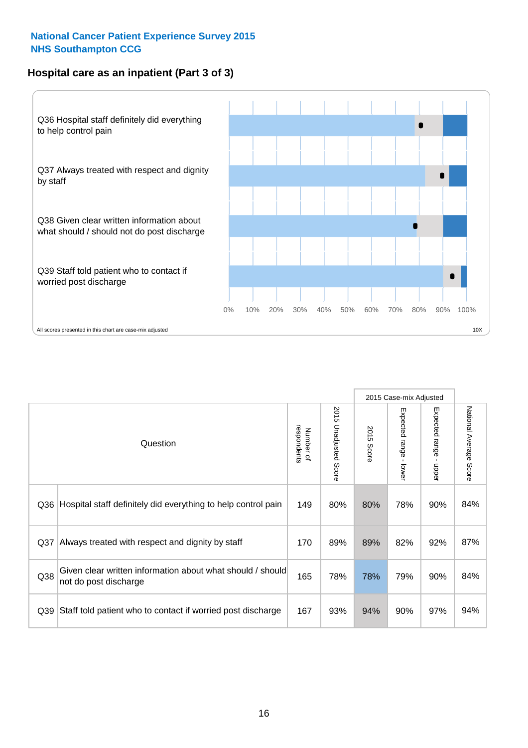**National Cancer Patient Experience Survey 2015**
**NHS Southampton CCG**

## Hospital care as an inpatient (Part 3 of 3)

Q36 Hospital staff definitely did everything to help control pain

Q37 Always treated with respect and dignity by staff

Q38 Given clear written information about what should / should not do post discharge

Q39 Staff told patient who to contact if worried post discharge

0% 10% 20% 30% 40% 50% 60% 70% 80% 90% 100%

All scores presented in this chart are case-mix adjusted

10X

| | Question | Number of respondents | 2015 Unadjusted Score | 2015 Case-mix Adjusted: 2015 Score | 2015 Case-mix Adjusted: Expected range - lower | 2015 Case-mix Adjusted: Expected range - upper | National Average Score |
|---|---|---|---|---|---|---|---|
| Q36 | Hospital staff definitely did everything to help control pain | 149 | 80% | 80% | 78% | 90% | 84% |
| Q37 | Always treated with respect and dignity by staff | 170 | 89% | 89% | 82% | 92% | 87% |
| Q38 | Given clear written information about what should / should not do post discharge | 165 | 78% | 78% | 79% | 90% | 84% |
| Q39 | Staff told patient who to contact if worried post discharge | 167 | 93% | 94% | 90% | 97% | 94% |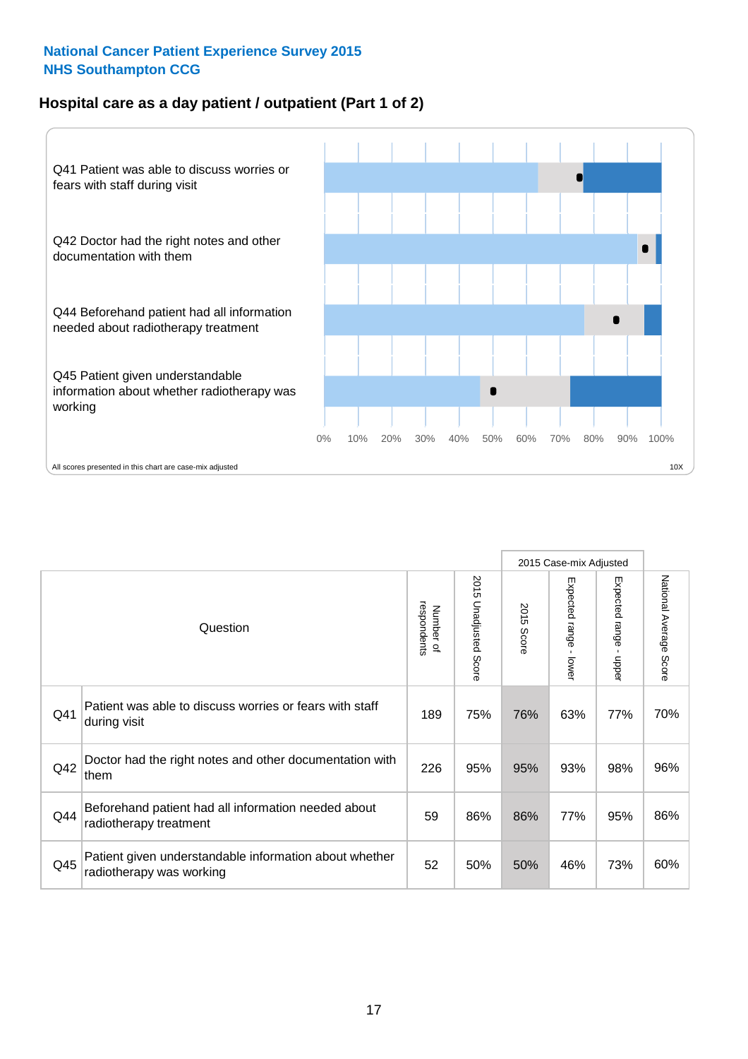**National Cancer Patient Experience Survey 2015**
**NHS Southampton CCG**

## Hospital care as a day patient / outpatient (Part 1 of 2)

Q41 Patient was able to discuss worries or fears with staff during visit

Q42 Doctor had the right notes and other documentation with them

Q44 Beforehand patient had all information needed about radiotherapy treatment

Q45 Patient given understandable information about whether radiotherapy was working

0% 10% 20% 30% 40% 50% 60% 70% 80% 90% 100%

All scores presented in this chart are case-mix adjusted

10X

| | Question | Number of respondents | 2015 Unadjusted Score | 2015 Case-mix Adjusted | | | National Average Score |
|---|---|---|---|---|---|---|---|
| | | | | 2015 Score | Expected range - lower | Expected range - upper | |
| Q41 | Patient was able to discuss worries or fears with staff during visit | 189 | 75% | 76% | 63% | 77% | 70% |
| Q42 | Doctor had the right notes and other documentation with them | 226 | 95% | 95% | 93% | 98% | 96% |
| Q44 | Beforehand patient had all information needed about radiotherapy treatment | 59 | 86% | 86% | 77% | 95% | 86% |
| Q45 | Patient given understandable information about whether radiotherapy was working | 52 | 50% | 50% | 46% | 73% | 60% |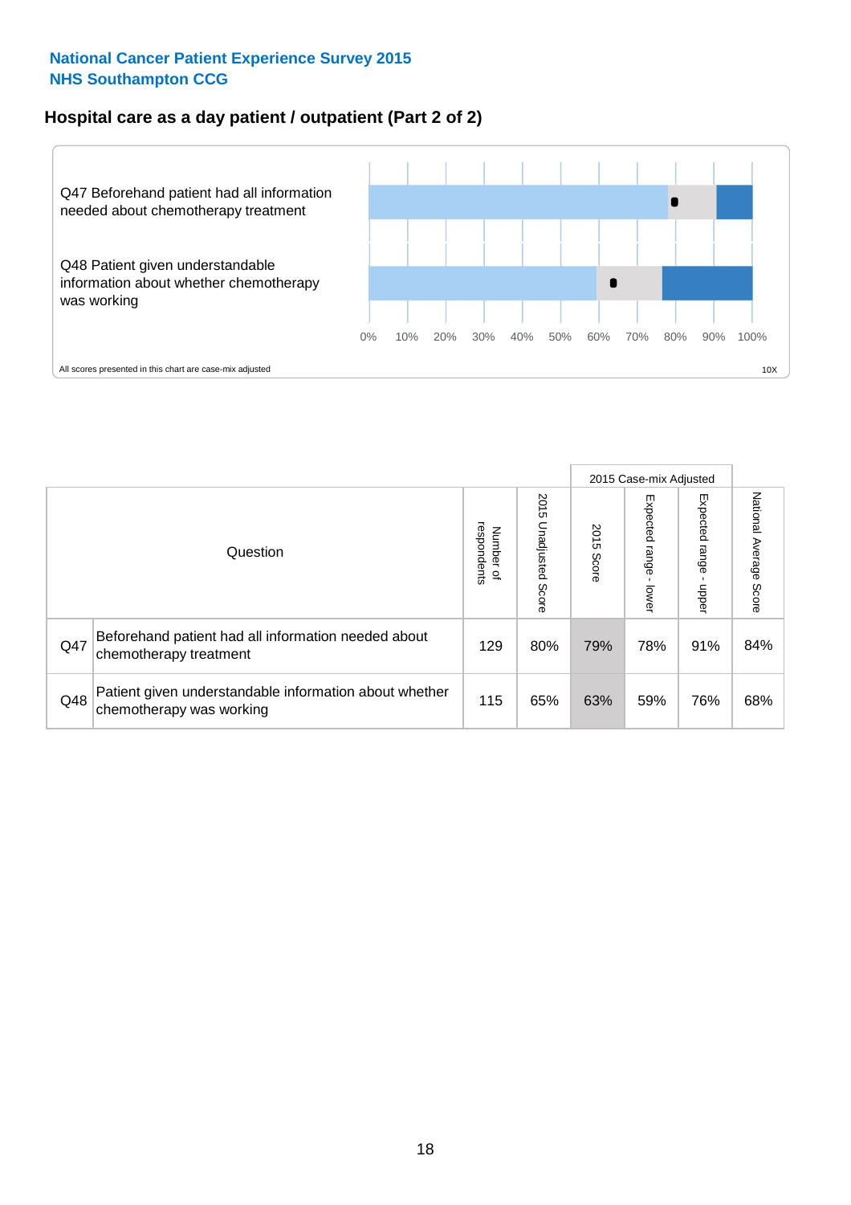**National Cancer Patient Experience Survey 2015**
**NHS Southampton CCG**

## Hospital care as a day patient / outpatient (Part 2 of 2)

Q47 Beforehand patient had all information needed about chemotherapy treatment

Q48 Patient given understandable information about whether chemotherapy was working

0% 10% 20% 30% 40% 50% 60% 70% 80% 90% 100%

All scores presented in this chart are case-mix adjusted

10X

| Question | | Number of respondents | 2015 Unadjusted Score | 2015 Case-mix Adjusted: 2015 Score | 2015 Case-mix Adjusted: Expected range - lower | 2015 Case-mix Adjusted: Expected range - upper | National Average Score |
|---|---|---|---|---|---|---|---|
| Q47 | Beforehand patient had all information needed about chemotherapy treatment | 129 | 80% | 79% | 78% | 91% | 84% |
| Q48 | Patient given understandable information about whether chemotherapy was working | 115 | 65% | 63% | 59% | 76% | 68% |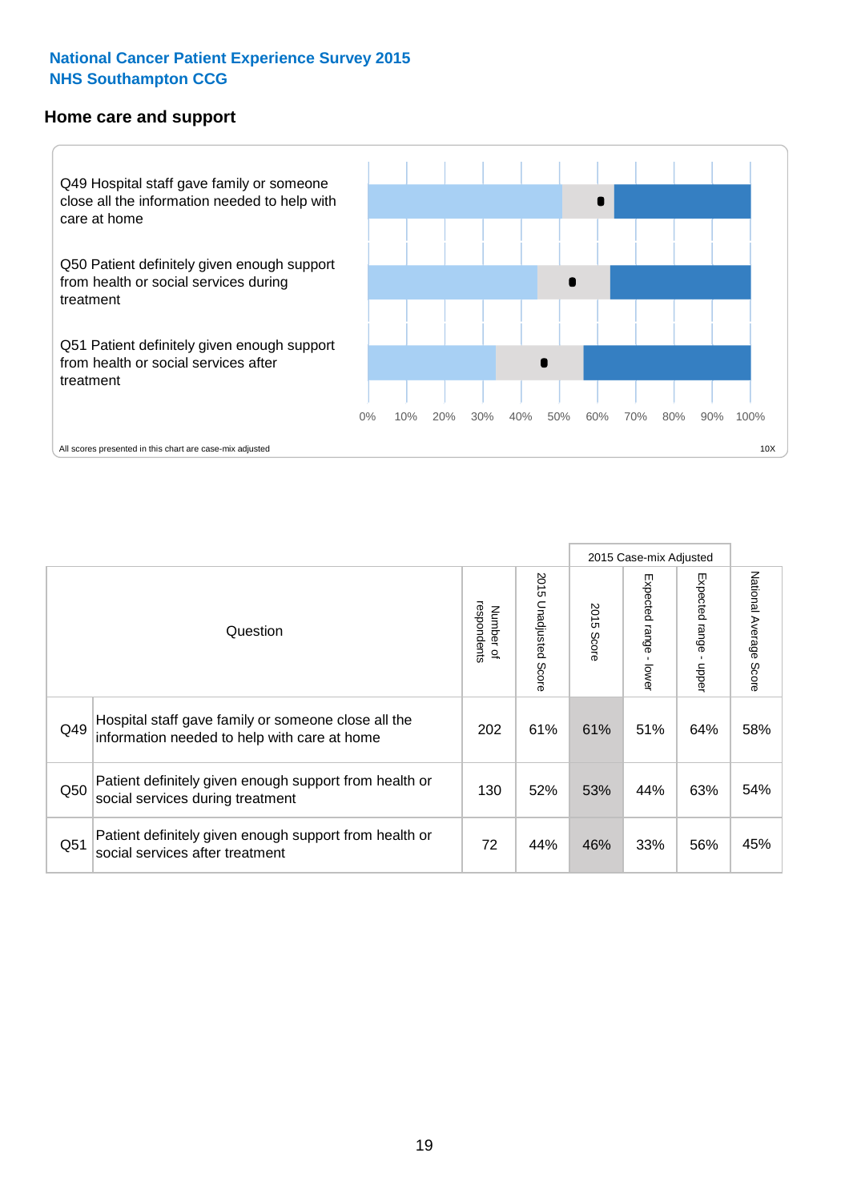**National Cancer Patient Experience Survey 2015**
**NHS Southampton CCG**

## Home care and support

Q49 Hospital staff gave family or someone close all the information needed to help with care at home

Q50 Patient definitely given enough support from health or social services during treatment

Q51 Patient definitely given enough support from health or social services after treatment

0% 10% 20% 30% 40% 50% 60% 70% 80% 90% 100%

All scores presented in this chart are case-mix adjusted

10X

| | Question | Number of respondents | 2015 Unadjusted Score | 2015 Case-mix Adjusted: 2015 Score | 2015 Case-mix Adjusted: Expected range - lower | 2015 Case-mix Adjusted: Expected range - upper | National Average Score |
|---|---|---|---|---|---|---|---|
| Q49 | Hospital staff gave family or someone close all the information needed to help with care at home | 202 | 61% | 61% | 51% | 64% | 58% |
| Q50 | Patient definitely given enough support from health or social services during treatment | 130 | 52% | 53% | 44% | 63% | 54% |
| Q51 | Patient definitely given enough support from health or social services after treatment | 72 | 44% | 46% | 33% | 56% | 45% |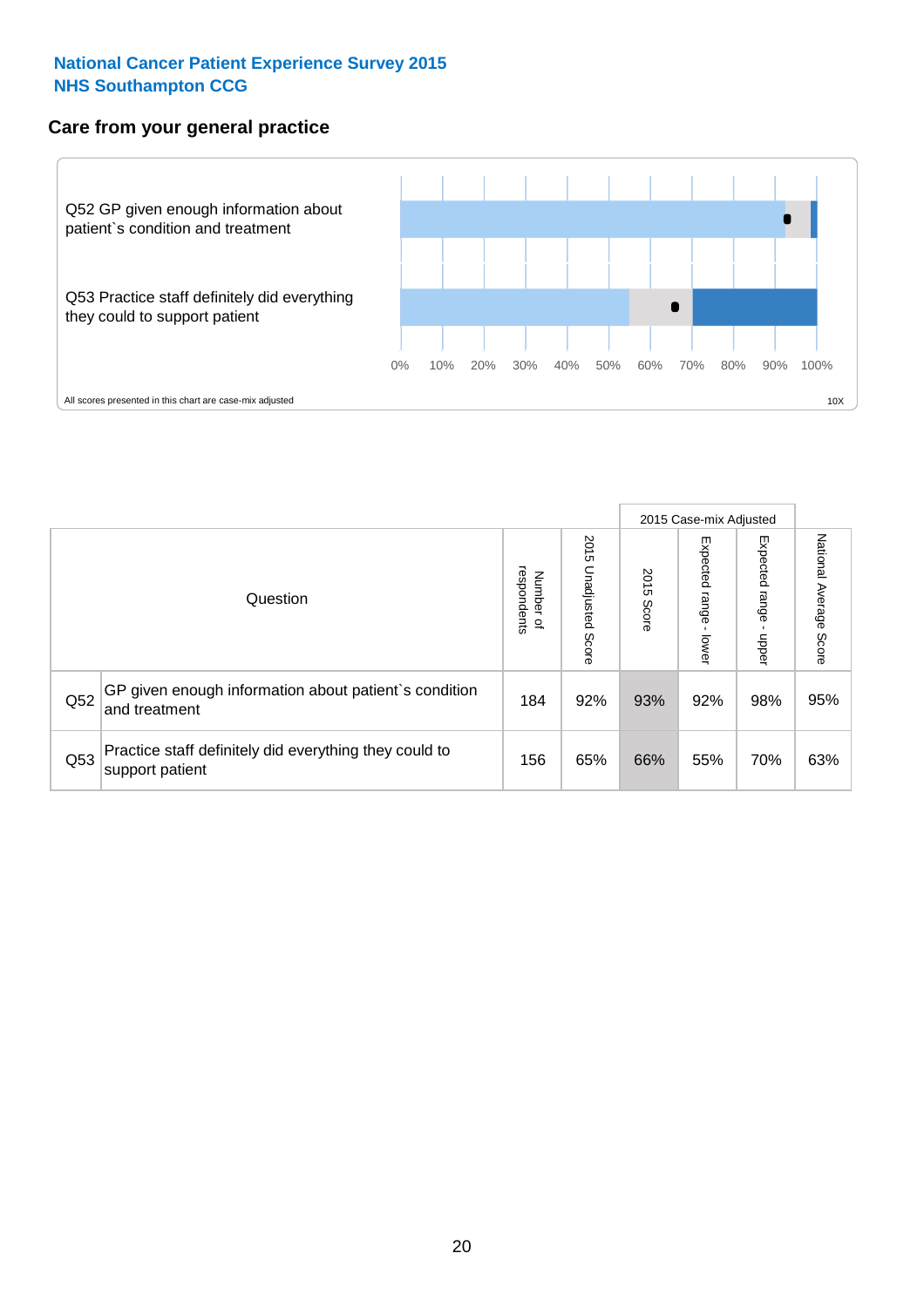National Cancer Patient Experience Survey 2015
NHS Southampton CCG

## Care from your general practice

Q52 GP given enough information about patient`s condition and treatment

Q53 Practice staff definitely did everything they could to support patient

0% 10% 20% 30% 40% 50% 60% 70% 80% 90% 100%

All scores presented in this chart are case-mix adjusted

10X

| Question | | Number of respondents | 2015 Unadjusted Score | 2015 Case-mix Adjusted 2015 Score | 2015 Case-mix Adjusted Expected range - lower | 2015 Case-mix Adjusted Expected range - upper | National Average Score |
|---|---|---|---|---|---|---|---|
| Q52 | GP given enough information about patient`s condition and treatment | 184 | 92% | 93% | 92% | 98% | 95% |
| Q53 | Practice staff definitely did everything they could to support patient | 156 | 65% | 66% | 55% | 70% | 63% |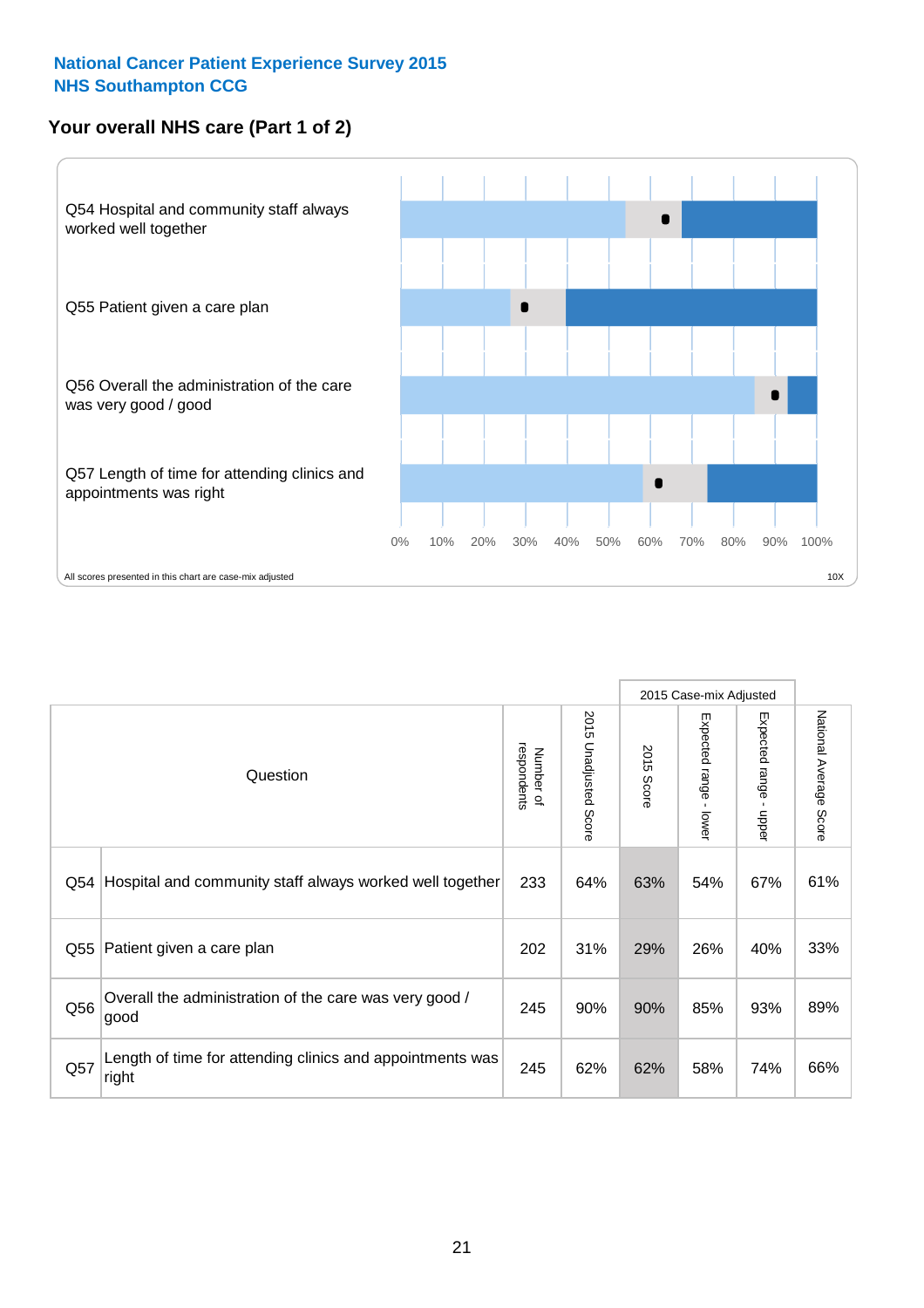**National Cancer Patient Experience Survey 2015**
**NHS Southampton CCG**

## Your overall NHS care (Part 1 of 2)

Q54 Hospital and community staff always worked well together

Q55 Patient given a care plan

Q56 Overall the administration of the care was very good / good

Q57 Length of time for attending clinics and appointments was right

0% 10% 20% 30% 40% 50% 60% 70% 80% 90% 100%

All scores presented in this chart are case-mix adjusted

10X

| | Question | Number of respondents | 2015 Unadjusted Score | 2015 Case-mix Adjusted | | | National Average Score |
|---|---|---|---|---|---|---|---|
| | | | | 2015 Score | Expected range - lower | Expected range - upper | |
| Q54 | Hospital and community staff always worked well together | 233 | 64% | 63% | 54% | 67% | 61% |
| Q55 | Patient given a care plan | 202 | 31% | 29% | 26% | 40% | 33% |
| Q56 | Overall the administration of the care was very good / good | 245 | 90% | 90% | 85% | 93% | 89% |
| Q57 | Length of time for attending clinics and appointments was right | 245 | 62% | 62% | 58% | 74% | 66% |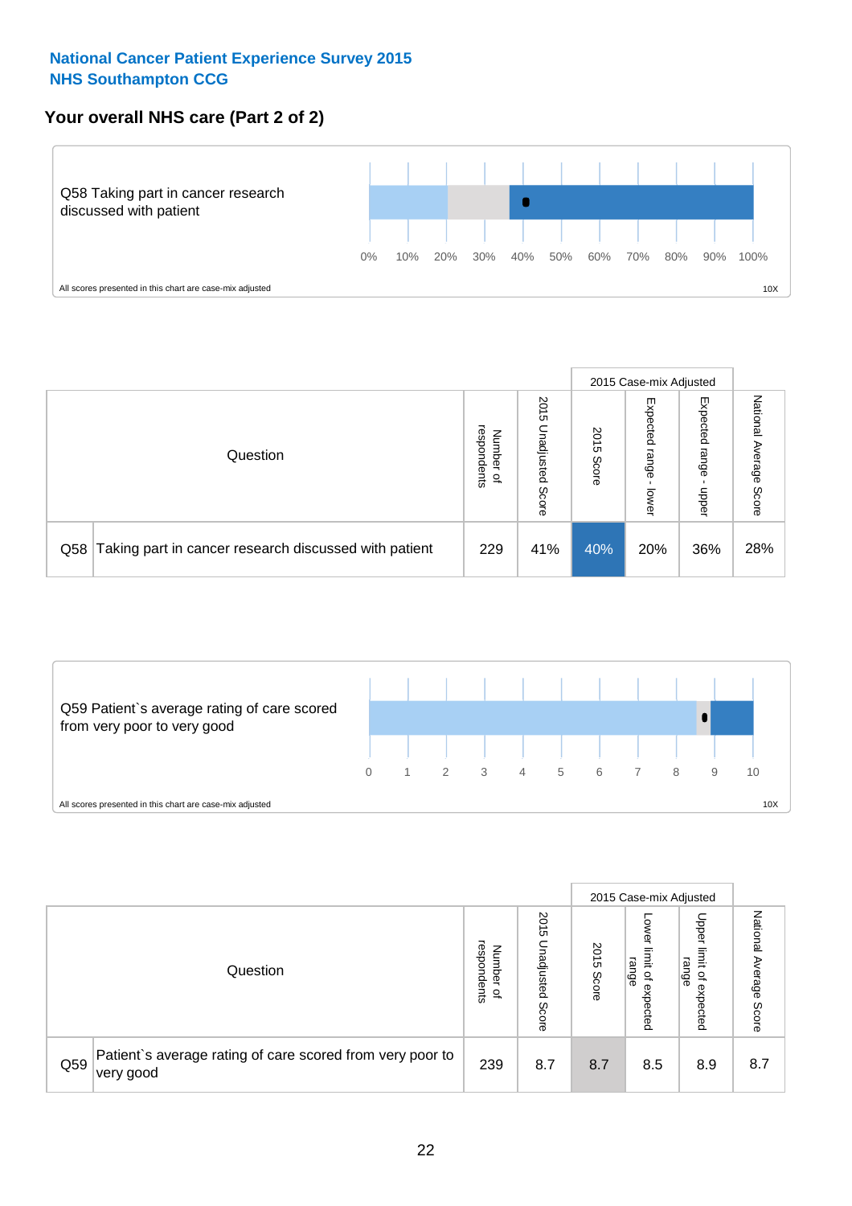**National Cancer Patient Experience Survey 2015**
**NHS Southampton CCG**

## Your overall NHS care (Part 2 of 2)

Q58 Taking part in cancer research discussed with patient

0% 10% 20% 30% 40% 50% 60% 70% 80% 90% 100%

All scores presented in this chart are case-mix adjusted

10X

| Question | | Number of respondents | 2015 Unadjusted Score | 2015 Case-mix Adjusted | | | National Average Score |
|---|---|---|---|---|---|---|---|
| | | | | 2015 Score | Expected range - lower | Expected range - upper | |
| Q58 | Taking part in cancer research discussed with patient | 229 | 41% | 40% | 20% | 36% | 28% |

Q59 Patient`s average rating of care scored from very poor to very good

0 1 2 3 4 5 6 7 8 9 10

All scores presented in this chart are case-mix adjusted

10X

| Question | | Number of respondents | 2015 Unadjusted Score | 2015 Case-mix Adjusted | | | National Average Score |
|---|---|---|---|---|---|---|---|
| | | | | 2015 Score | Lower limit of expected range | Upper limit of expected range | |
| Q59 | Patient`s average rating of care scored from very poor to very good | 239 | 8.7 | 8.7 | 8.5 | 8.9 | 8.7 |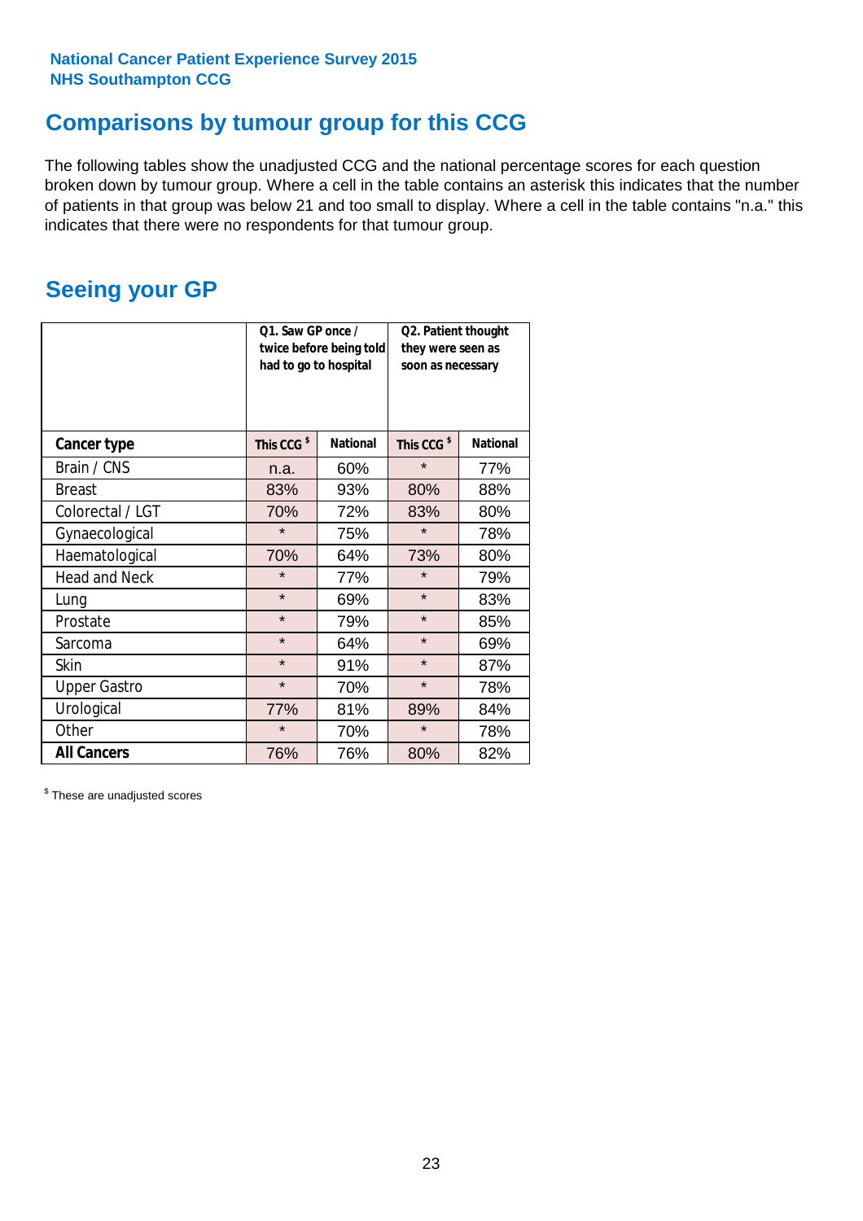**National Cancer Patient Experience Survey 2015**
**NHS Southampton CCG**

# Comparisons by tumour group for this CCG

The following tables show the unadjusted CCG and the national percentage scores for each question broken down by tumour group. Where a cell in the table contains an asterisk this indicates that the number of patients in that group was below 21 and too small to display. Where a cell in the table contains "n.a." this indicates that there were no respondents for that tumour group.

## Seeing your GP

| | Q1. Saw GP once / twice before being told had to go to hospital | | Q2. Patient thought they were seen as soon as necessary | |
|---|---|---|---|---|
| **Cancer type** | **This CCG $** | **National** | **This CCG $** | **National** |
| Brain / CNS | n.a. | 60% | * | 77% |
| Breast | 83% | 93% | 80% | 88% |
| Colorectal / LGT | 70% | 72% | 83% | 80% |
| Gynaecological | * | 75% | * | 78% |
| Haematological | 70% | 64% | 73% | 80% |
| Head and Neck | * | 77% | * | 79% |
| Lung | * | 69% | * | 83% |
| Prostate | * | 79% | * | 85% |
| Sarcoma | * | 64% | * | 69% |
| Skin | * | 91% | * | 87% |
| Upper Gastro | * | 70% | * | 78% |
| Urological | 77% | 81% | 89% | 84% |
| Other | * | 70% | * | 78% |
| **All Cancers** | 76% | 76% | 80% | 82% |

$ These are unadjusted scores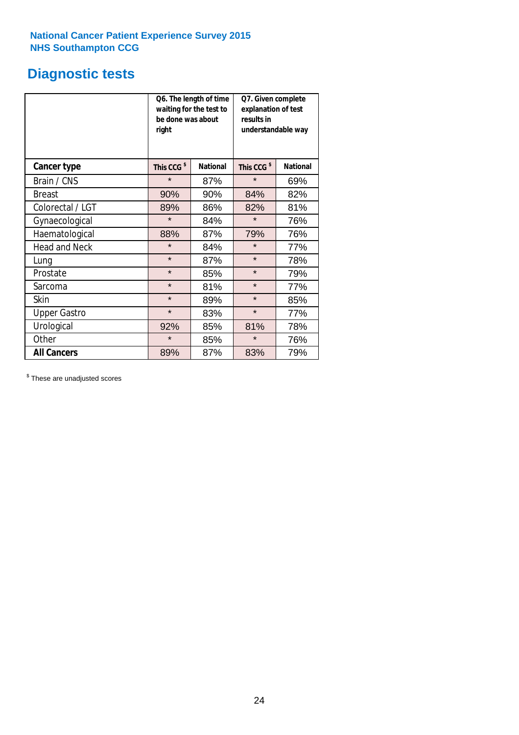**National Cancer Patient Experience Survey 2015**
**NHS Southampton CCG**

# Diagnostic tests

| | Q6. The length of time waiting for the test to be done was about right | | Q7. Given complete explanation of test results in understandable way | |
|---|---|---|---|---|
| **Cancer type** | **This CCG [$]** | **National** | **This CCG [$]** | **National** |
| Brain / CNS | * | 87% | * | 69% |
| Breast | 90% | 90% | 84% | 82% |
| Colorectal / LGT | 89% | 86% | 82% | 81% |
| Gynaecological | * | 84% | * | 76% |
| Haematological | 88% | 87% | 79% | 76% |
| Head and Neck | * | 84% | * | 77% |
| Lung | * | 87% | * | 78% |
| Prostate | * | 85% | * | 79% |
| Sarcoma | * | 81% | * | 77% |
| Skin | * | 89% | * | 85% |
| Upper Gastro | * | 83% | * | 77% |
| Urological | 92% | 85% | 81% | 78% |
| Other | * | 85% | * | 76% |
| **All Cancers** | 89% | 87% | 83% | 79% |

[$] These are unadjusted scores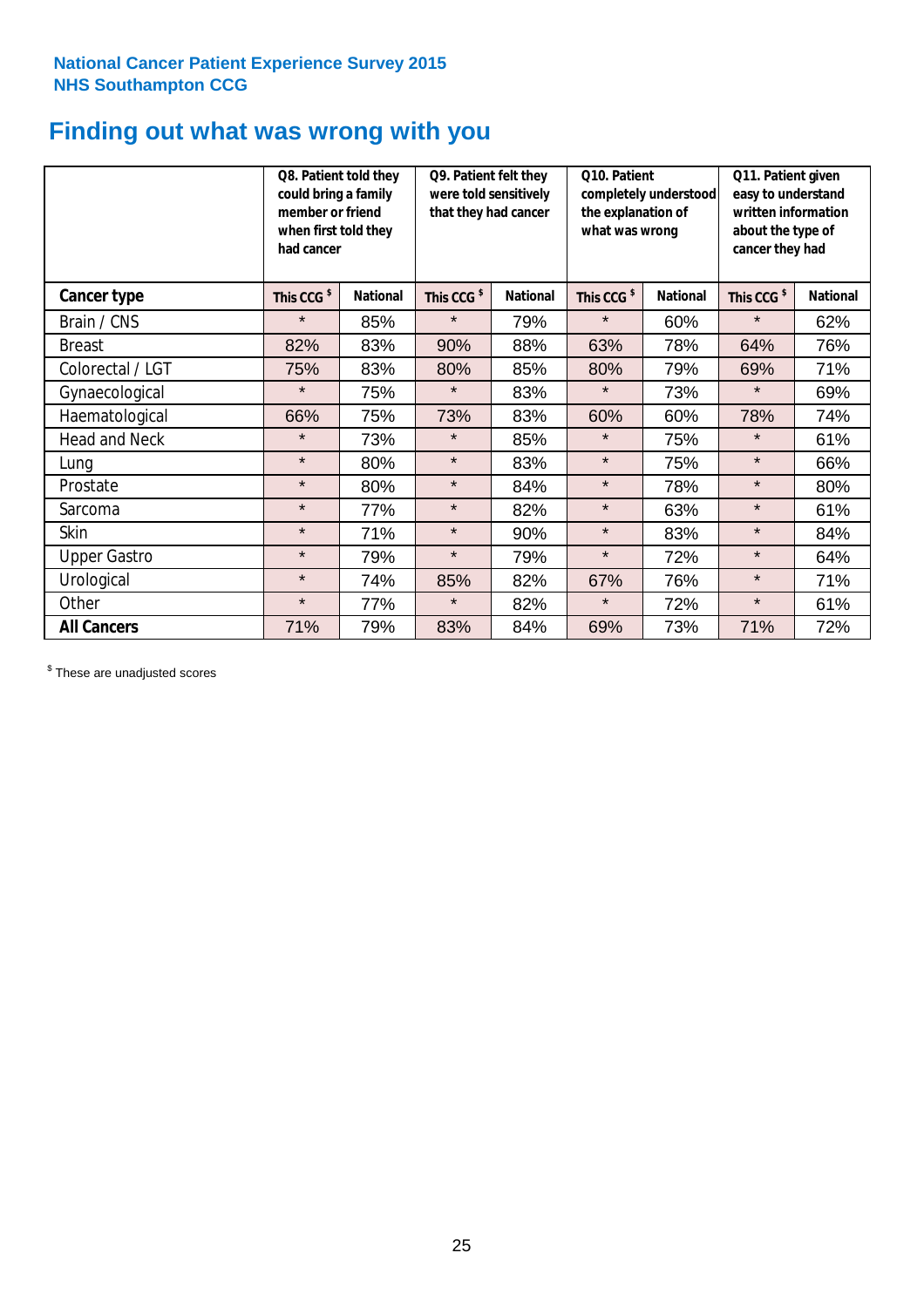**National Cancer Patient Experience Survey 2015**
**NHS Southampton CCG**

# Finding out what was wrong with you

| | Q8. Patient told they could bring a family member or friend when first told they had cancer | | Q9. Patient felt they were told sensitively that they had cancer | | Q10. Patient completely understood the explanation of what was wrong | | Q11. Patient given easy to understand written information about the type of cancer they had | |
|---|---|---|---|---|---|---|---|---|
| **Cancer type** | This CCG $ | National | This CCG $ | National | This CCG $ | National | This CCG $ | National |
| Brain / CNS | * | 85% | * | 79% | * | 60% | * | 62% |
| Breast | 82% | 83% | 90% | 88% | 63% | 78% | 64% | 76% |
| Colorectal / LGT | 75% | 83% | 80% | 85% | 80% | 79% | 69% | 71% |
| Gynaecological | * | 75% | * | 83% | * | 73% | * | 69% |
| Haematological | 66% | 75% | 73% | 83% | 60% | 60% | 78% | 74% |
| Head and Neck | * | 73% | * | 85% | * | 75% | * | 61% |
| Lung | * | 80% | * | 83% | * | 75% | * | 66% |
| Prostate | * | 80% | * | 84% | * | 78% | * | 80% |
| Sarcoma | * | 77% | * | 82% | * | 63% | * | 61% |
| Skin | * | 71% | * | 90% | * | 83% | * | 84% |
| Upper Gastro | * | 79% | * | 79% | * | 72% | * | 64% |
| Urological | * | 74% | 85% | 82% | 67% | 76% | * | 71% |
| Other | * | 77% | * | 82% | * | 72% | * | 61% |
| **All Cancers** | 71% | 79% | 83% | 84% | 69% | 73% | 71% | 72% |

$ These are unadjusted scores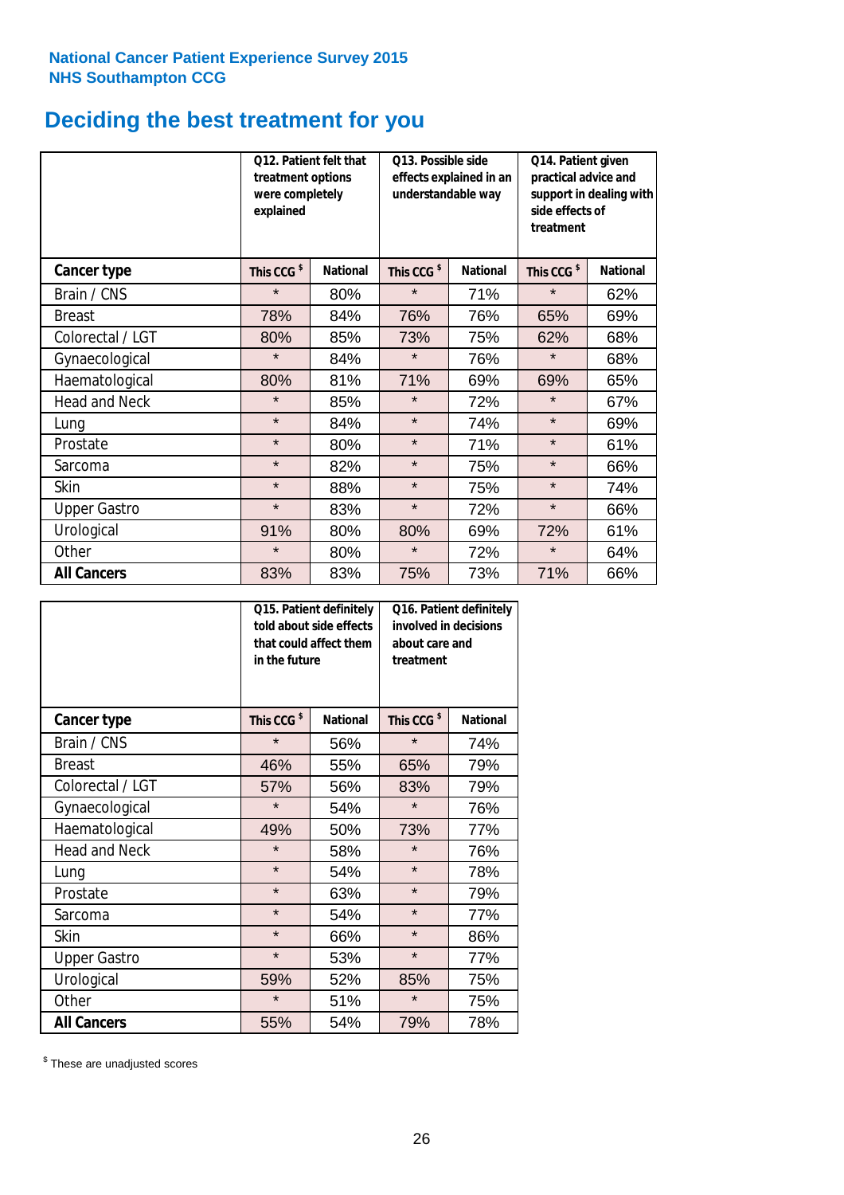National Cancer Patient Experience Survey 2015
NHS Southampton CCG

# Deciding the best treatment for you

| | Q12. Patient felt that treatment options were completely explained | | Q13. Possible side effects explained in an understandable way | | Q14. Patient given practical advice and support in dealing with side effects of treatment | |
|---|---|---|---|---|---|---|
| **Cancer type** | **This CCG $** | **National** | **This CCG $** | **National** | **This CCG $** | **National** |
| Brain / CNS | * | 80% | * | 71% | * | 62% |
| Breast | 78% | 84% | 76% | 76% | 65% | 69% |
| Colorectal / LGT | 80% | 85% | 73% | 75% | 62% | 68% |
| Gynaecological | * | 84% | * | 76% | * | 68% |
| Haematological | 80% | 81% | 71% | 69% | 69% | 65% |
| Head and Neck | * | 85% | * | 72% | * | 67% |
| Lung | * | 84% | * | 74% | * | 69% |
| Prostate | * | 80% | * | 71% | * | 61% |
| Sarcoma | * | 82% | * | 75% | * | 66% |
| Skin | * | 88% | * | 75% | * | 74% |
| Upper Gastro | * | 83% | * | 72% | * | 66% |
| Urological | 91% | 80% | 80% | 69% | 72% | 61% |
| Other | * | 80% | * | 72% | * | 64% |
| **All Cancers** | 83% | 83% | 75% | 73% | 71% | 66% |

| | Q15. Patient definitely told about side effects that could affect them in the future | | Q16. Patient definitely involved in decisions about care and treatment | |
|---|---|---|---|---|
| **Cancer type** | **This CCG $** | **National** | **This CCG $** | **National** |
| Brain / CNS | * | 56% | * | 74% |
| Breast | 46% | 55% | 65% | 79% |
| Colorectal / LGT | 57% | 56% | 83% | 79% |
| Gynaecological | * | 54% | * | 76% |
| Haematological | 49% | 50% | 73% | 77% |
| Head and Neck | * | 58% | * | 76% |
| Lung | * | 54% | * | 78% |
| Prostate | * | 63% | * | 79% |
| Sarcoma | * | 54% | * | 77% |
| Skin | * | 66% | * | 86% |
| Upper Gastro | * | 53% | * | 77% |
| Urological | 59% | 52% | 85% | 75% |
| Other | * | 51% | * | 75% |
| **All Cancers** | 55% | 54% | 79% | 78% |

$ These are unadjusted scores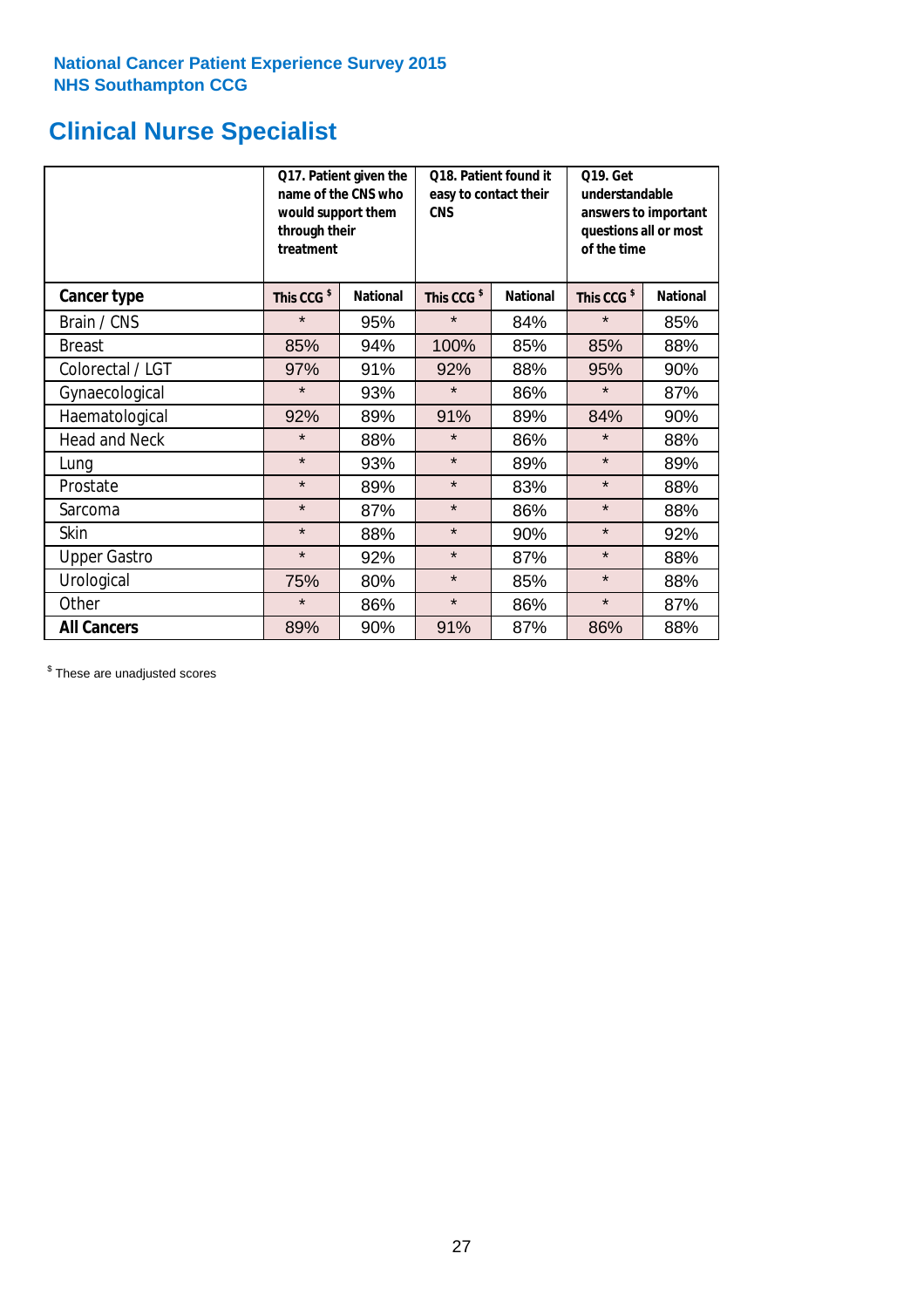**National Cancer Patient Experience Survey 2015**
**NHS Southampton CCG**

# Clinical Nurse Specialist

| | Q17. Patient given the name of the CNS who would support them through their treatment | | Q18. Patient found it easy to contact their CNS | | Q19. Get understandable answers to important questions all or most of the time | |
|---|---|---|---|---|---|---|
| **Cancer type** | **This CCG $** | **National** | **This CCG $** | **National** | **This CCG $** | **National** |
| Brain / CNS | * | 95% | * | 84% | * | 85% |
| Breast | 85% | 94% | 100% | 85% | 85% | 88% |
| Colorectal / LGT | 97% | 91% | 92% | 88% | 95% | 90% |
| Gynaecological | * | 93% | * | 86% | * | 87% |
| Haematological | 92% | 89% | 91% | 89% | 84% | 90% |
| Head and Neck | * | 88% | * | 86% | * | 88% |
| Lung | * | 93% | * | 89% | * | 89% |
| Prostate | * | 89% | * | 83% | * | 88% |
| Sarcoma | * | 87% | * | 86% | * | 88% |
| Skin | * | 88% | * | 90% | * | 92% |
| Upper Gastro | * | 92% | * | 87% | * | 88% |
| Urological | 75% | 80% | * | 85% | * | 88% |
| Other | * | 86% | * | 86% | * | 87% |
| **All Cancers** | 89% | 90% | 91% | 87% | 86% | 88% |

$ These are unadjusted scores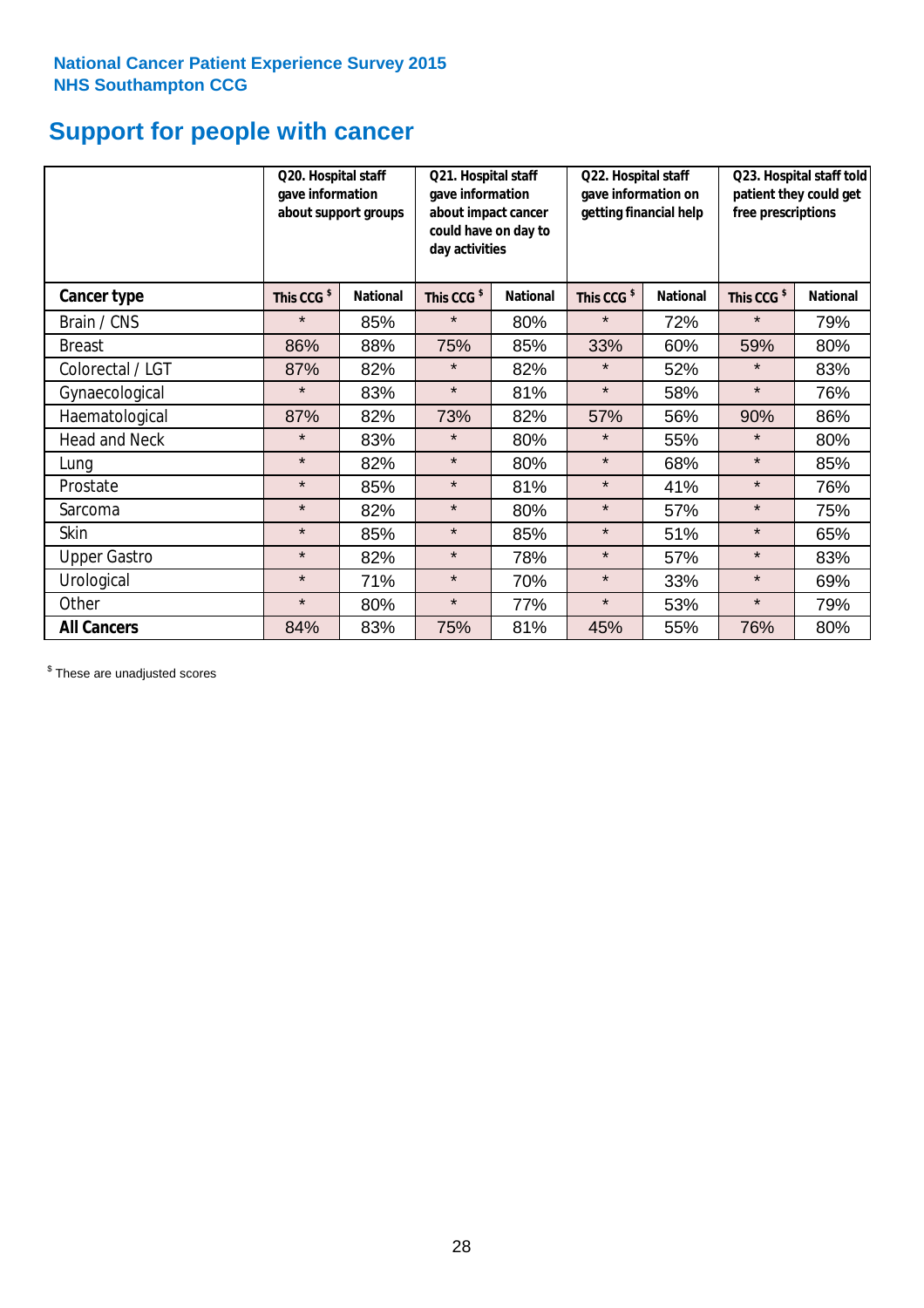National Cancer Patient Experience Survey 2015
NHS Southampton CCG

# Support for people with cancer

| | Q20. Hospital staff gave information about support groups | | Q21. Hospital staff gave information about impact cancer could have on day to day activities | | Q22. Hospital staff gave information on getting financial help | | Q23. Hospital staff told patient they could get free prescriptions | |
|---|---|---|---|---|---|---|---|---|
| **Cancer type** | **This CCG $** | **National** | **This CCG $** | **National** | **This CCG $** | **National** | **This CCG $** | **National** |
| Brain / CNS | * | 85% | * | 80% | * | 72% | * | 79% |
| Breast | 86% | 88% | 75% | 85% | 33% | 60% | 59% | 80% |
| Colorectal / LGT | 87% | 82% | * | 82% | * | 52% | * | 83% |
| Gynaecological | * | 83% | * | 81% | * | 58% | * | 76% |
| Haematological | 87% | 82% | 73% | 82% | 57% | 56% | 90% | 86% |
| Head and Neck | * | 83% | * | 80% | * | 55% | * | 80% |
| Lung | * | 82% | * | 80% | * | 68% | * | 85% |
| Prostate | * | 85% | * | 81% | * | 41% | * | 76% |
| Sarcoma | * | 82% | * | 80% | * | 57% | * | 75% |
| Skin | * | 85% | * | 85% | * | 51% | * | 65% |
| Upper Gastro | * | 82% | * | 78% | * | 57% | * | 83% |
| Urological | * | 71% | * | 70% | * | 33% | * | 69% |
| Other | * | 80% | * | 77% | * | 53% | * | 79% |
| **All Cancers** | 84% | 83% | 75% | 81% | 45% | 55% | 76% | 80% |

$ These are unadjusted scores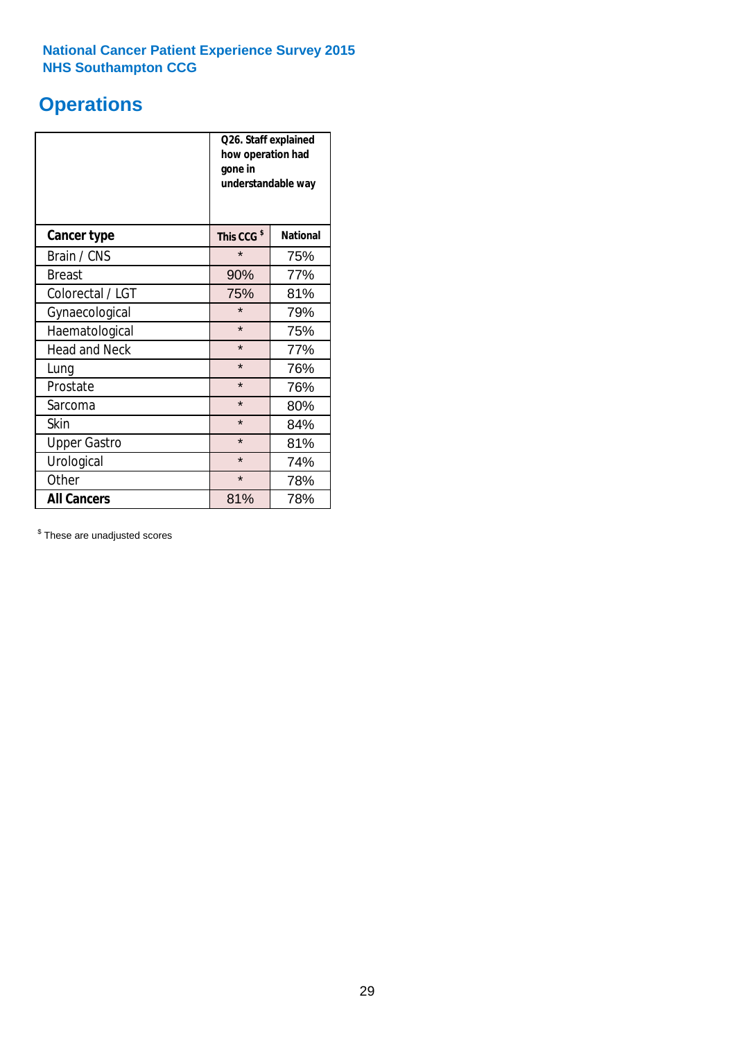National Cancer Patient Experience Survey 2015
NHS Southampton CCG

# Operations

| | Q26. Staff explained how operation had gone in understandable way | |
|---|---|---|
| **Cancer type** | **This CCG $** | **National** |
| Brain / CNS | * | 75% |
| Breast | 90% | 77% |
| Colorectal / LGT | 75% | 81% |
| Gynaecological | * | 79% |
| Haematological | * | 75% |
| Head and Neck | * | 77% |
| Lung | * | 76% |
| Prostate | * | 76% |
| Sarcoma | * | 80% |
| Skin | * | 84% |
| Upper Gastro | * | 81% |
| Urological | * | 74% |
| Other | * | 78% |
| **All Cancers** | 81% | 78% |

$ These are unadjusted scores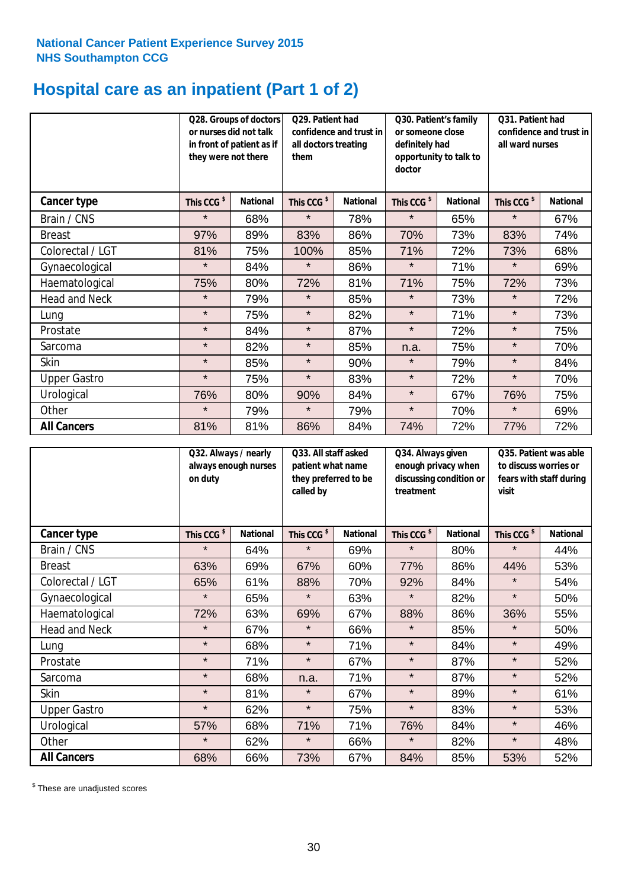**National Cancer Patient Experience Survey 2015**
**NHS Southampton CCG**

# Hospital care as an inpatient (Part 1 of 2)

| | Q28. Groups of doctors or nurses did not talk in front of patient as if they were not there | | Q29. Patient had confidence and trust in all doctors treating them | | Q30. Patient's family or someone close definitely had opportunity to talk to doctor | | Q31. Patient had confidence and trust in all ward nurses | |
|---|---|---|---|---|---|---|---|---|
| **Cancer type** | This CCG $ | National | This CCG $ | National | This CCG $ | National | This CCG $ | National |
| Brain / CNS | * | 68% | * | 78% | * | 65% | * | 67% |
| Breast | 97% | 89% | 83% | 86% | 70% | 73% | 83% | 74% |
| Colorectal / LGT | 81% | 75% | 100% | 85% | 71% | 72% | 73% | 68% |
| Gynaecological | * | 84% | * | 86% | * | 71% | * | 69% |
| Haematological | 75% | 80% | 72% | 81% | 71% | 75% | 72% | 73% |
| Head and Neck | * | 79% | * | 85% | * | 73% | * | 72% |
| Lung | * | 75% | * | 82% | * | 71% | * | 73% |
| Prostate | * | 84% | * | 87% | * | 72% | * | 75% |
| Sarcoma | * | 82% | * | 85% | n.a. | 75% | * | 70% |
| Skin | * | 85% | * | 90% | * | 79% | * | 84% |
| Upper Gastro | * | 75% | * | 83% | * | 72% | * | 70% |
| Urological | 76% | 80% | 90% | 84% | * | 67% | 76% | 75% |
| Other | * | 79% | * | 79% | * | 70% | * | 69% |
| **All Cancers** | 81% | 81% | 86% | 84% | 74% | 72% | 77% | 72% |

| | Q32. Always / nearly always enough nurses on duty | | Q33. All staff asked patient what name they preferred to be called by | | Q34. Always given enough privacy when discussing condition or treatment | | Q35. Patient was able to discuss worries or fears with staff during visit | |
|---|---|---|---|---|---|---|---|---|
| **Cancer type** | This CCG $ | National | This CCG $ | National | This CCG $ | National | This CCG $ | National |
| Brain / CNS | * | 64% | * | 69% | * | 80% | * | 44% |
| Breast | 63% | 69% | 67% | 60% | 77% | 86% | 44% | 53% |
| Colorectal / LGT | 65% | 61% | 88% | 70% | 92% | 84% | * | 54% |
| Gynaecological | * | 65% | * | 63% | * | 82% | * | 50% |
| Haematological | 72% | 63% | 69% | 67% | 88% | 86% | 36% | 55% |
| Head and Neck | * | 67% | * | 66% | * | 85% | * | 50% |
| Lung | * | 68% | * | 71% | * | 84% | * | 49% |
| Prostate | * | 71% | * | 67% | * | 87% | * | 52% |
| Sarcoma | * | 68% | n.a. | 71% | * | 87% | * | 52% |
| Skin | * | 81% | * | 67% | * | 89% | * | 61% |
| Upper Gastro | * | 62% | * | 75% | * | 83% | * | 53% |
| Urological | 57% | 68% | 71% | 71% | 76% | 84% | * | 46% |
| Other | * | 62% | * | 66% | * | 82% | * | 48% |
| **All Cancers** | 68% | 66% | 73% | 67% | 84% | 85% | 53% | 52% |

$ These are unadjusted scores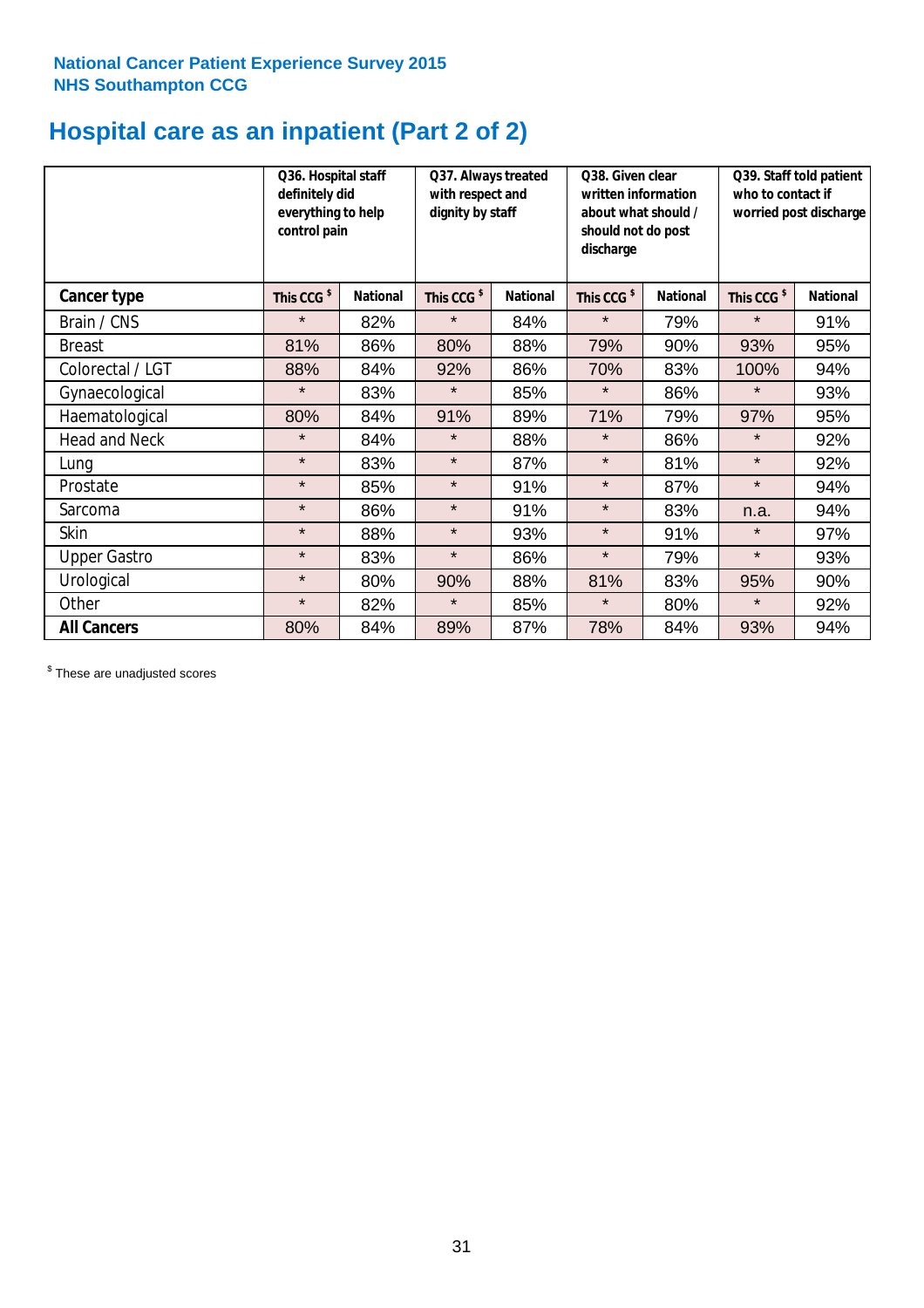National Cancer Patient Experience Survey 2015
NHS Southampton CCG

# Hospital care as an inpatient (Part 2 of 2)

| | Q36. Hospital staff definitely did everything to help control pain | | Q37. Always treated with respect and dignity by staff | | Q38. Given clear written information about what should / should not do post discharge | | Q39. Staff told patient who to contact if worried post discharge | |
|---|---|---|---|---|---|---|---|---|
| **Cancer type** | This CCG $ | National | This CCG $ | National | This CCG $ | National | This CCG $ | National |
| Brain / CNS | * | 82% | * | 84% | * | 79% | * | 91% |
| Breast | 81% | 86% | 80% | 88% | 79% | 90% | 93% | 95% |
| Colorectal / LGT | 88% | 84% | 92% | 86% | 70% | 83% | 100% | 94% |
| Gynaecological | * | 83% | * | 85% | * | 86% | * | 93% |
| Haematological | 80% | 84% | 91% | 89% | 71% | 79% | 97% | 95% |
| Head and Neck | * | 84% | * | 88% | * | 86% | * | 92% |
| Lung | * | 83% | * | 87% | * | 81% | * | 92% |
| Prostate | * | 85% | * | 91% | * | 87% | * | 94% |
| Sarcoma | * | 86% | * | 91% | * | 83% | n.a. | 94% |
| Skin | * | 88% | * | 93% | * | 91% | * | 97% |
| Upper Gastro | * | 83% | * | 86% | * | 79% | * | 93% |
| Urological | * | 80% | 90% | 88% | 81% | 83% | 95% | 90% |
| Other | * | 82% | * | 85% | * | 80% | * | 92% |
| **All Cancers** | 80% | 84% | 89% | 87% | 78% | 84% | 93% | 94% |

$ These are unadjusted scores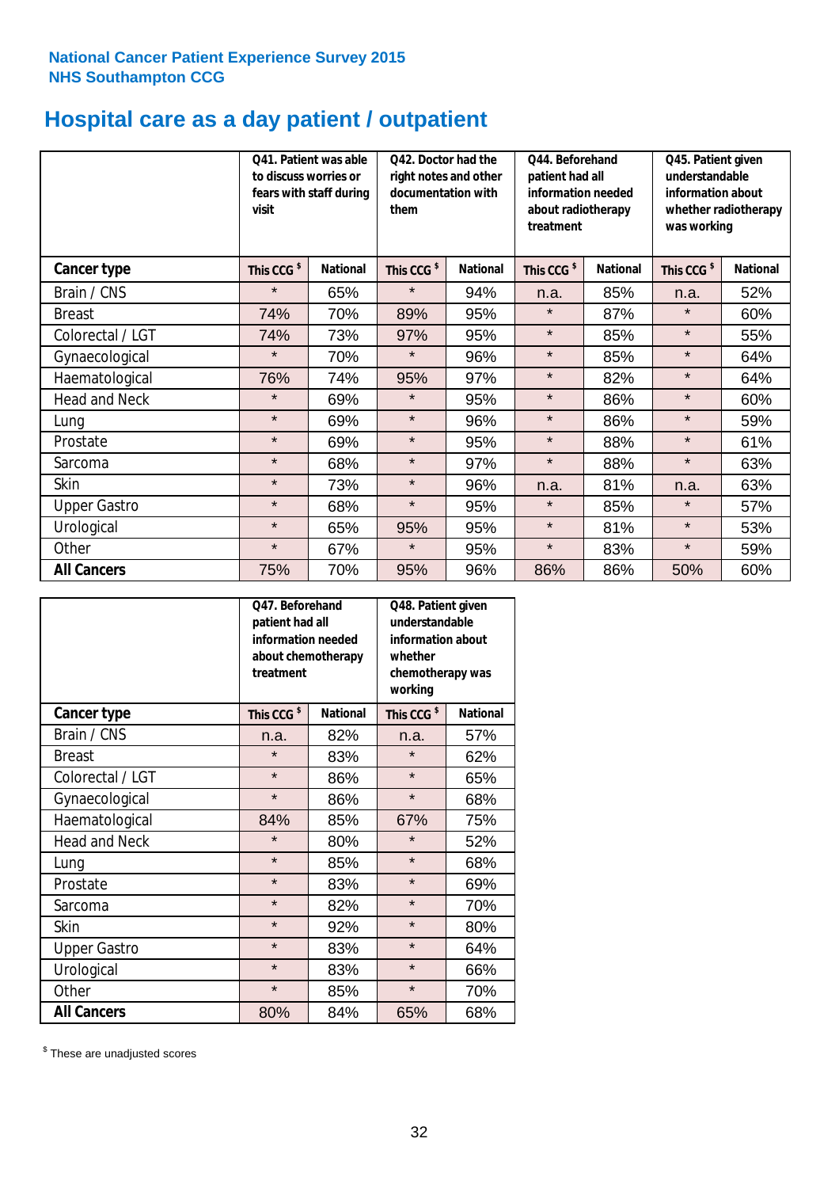National Cancer Patient Experience Survey 2015
NHS Southampton CCG

# Hospital care as a day patient / outpatient

| | Q41. Patient was able to discuss worries or fears with staff during visit | | Q42. Doctor had the right notes and other documentation with them | | Q44. Beforehand patient had all information needed about radiotherapy treatment | | Q45. Patient given understandable information about whether radiotherapy was working | |
|---|---|---|---|---|---|---|---|---|
| **Cancer type** | This CCG $ | National | This CCG $ | National | This CCG $ | National | This CCG $ | National |
| Brain / CNS | * | 65% | * | 94% | n.a. | 85% | n.a. | 52% |
| Breast | 74% | 70% | 89% | 95% | * | 87% | * | 60% |
| Colorectal / LGT | 74% | 73% | 97% | 95% | * | 85% | * | 55% |
| Gynaecological | * | 70% | * | 96% | * | 85% | * | 64% |
| Haematological | 76% | 74% | 95% | 97% | * | 82% | * | 64% |
| Head and Neck | * | 69% | * | 95% | * | 86% | * | 60% |
| Lung | * | 69% | * | 96% | * | 86% | * | 59% |
| Prostate | * | 69% | * | 95% | * | 88% | * | 61% |
| Sarcoma | * | 68% | * | 97% | * | 88% | * | 63% |
| Skin | * | 73% | * | 96% | n.a. | 81% | n.a. | 63% |
| Upper Gastro | * | 68% | * | 95% | * | 85% | * | 57% |
| Urological | * | 65% | 95% | 95% | * | 81% | * | 53% |
| Other | * | 67% | * | 95% | * | 83% | * | 59% |
| **All Cancers** | 75% | 70% | 95% | 96% | 86% | 86% | 50% | 60% |

| | Q47. Beforehand patient had all information needed about chemotherapy treatment | | Q48. Patient given understandable information about whether chemotherapy was working | |
|---|---|---|---|---|
| **Cancer type** | This CCG $ | National | This CCG $ | National |
| Brain / CNS | n.a. | 82% | n.a. | 57% |
| Breast | * | 83% | * | 62% |
| Colorectal / LGT | * | 86% | * | 65% |
| Gynaecological | * | 86% | * | 68% |
| Haematological | 84% | 85% | 67% | 75% |
| Head and Neck | * | 80% | * | 52% |
| Lung | * | 85% | * | 68% |
| Prostate | * | 83% | * | 69% |
| Sarcoma | * | 82% | * | 70% |
| Skin | * | 92% | * | 80% |
| Upper Gastro | * | 83% | * | 64% |
| Urological | * | 83% | * | 66% |
| Other | * | 85% | * | 70% |
| **All Cancers** | 80% | 84% | 65% | 68% |

$ These are unadjusted scores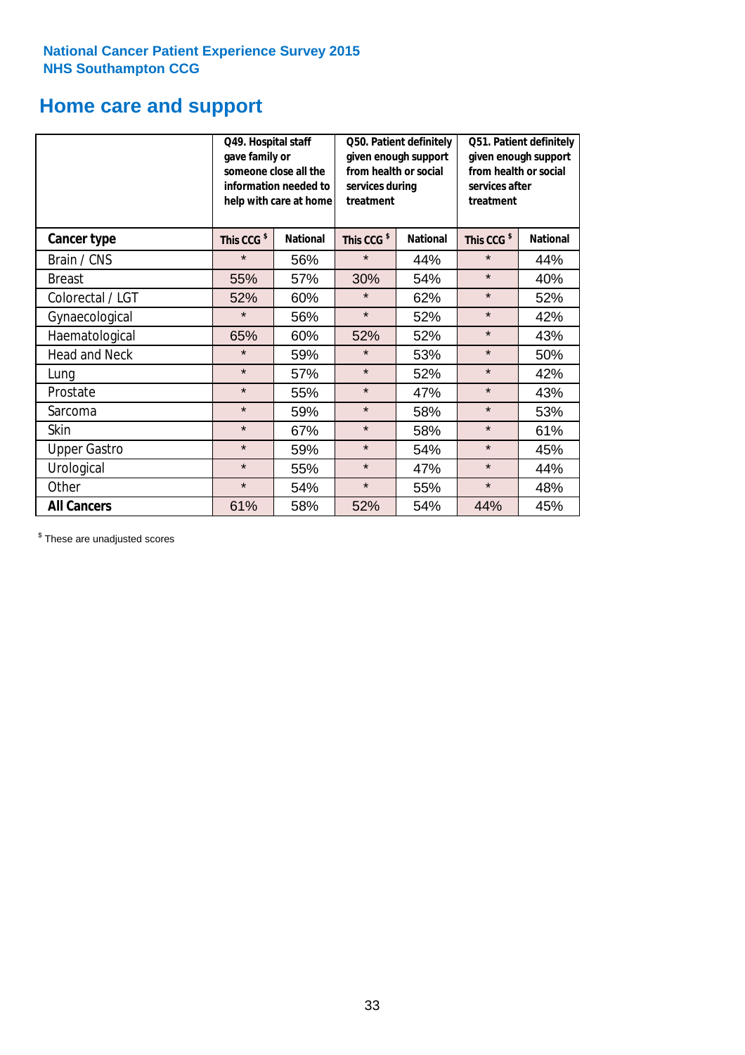National Cancer Patient Experience Survey 2015
NHS Southampton CCG

# Home care and support

| | Q49. Hospital staff gave family or someone close all the information needed to help with care at home | | Q50. Patient definitely given enough support from health or social services during treatment | | Q51. Patient definitely given enough support from health or social services after treatment | |
|---|---|---|---|---|---|---|
| **Cancer type** | **This CCG $** | **National** | **This CCG $** | **National** | **This CCG $** | **National** |
| Brain / CNS | * | 56% | * | 44% | * | 44% |
| Breast | 55% | 57% | 30% | 54% | * | 40% |
| Colorectal / LGT | 52% | 60% | * | 62% | * | 52% |
| Gynaecological | * | 56% | * | 52% | * | 42% |
| Haematological | 65% | 60% | 52% | 52% | * | 43% |
| Head and Neck | * | 59% | * | 53% | * | 50% |
| Lung | * | 57% | * | 52% | * | 42% |
| Prostate | * | 55% | * | 47% | * | 43% |
| Sarcoma | * | 59% | * | 58% | * | 53% |
| Skin | * | 67% | * | 58% | * | 61% |
| Upper Gastro | * | 59% | * | 54% | * | 45% |
| Urological | * | 55% | * | 47% | * | 44% |
| Other | * | 54% | * | 55% | * | 48% |
| **All Cancers** | 61% | 58% | 52% | 54% | 44% | 45% |

$ These are unadjusted scores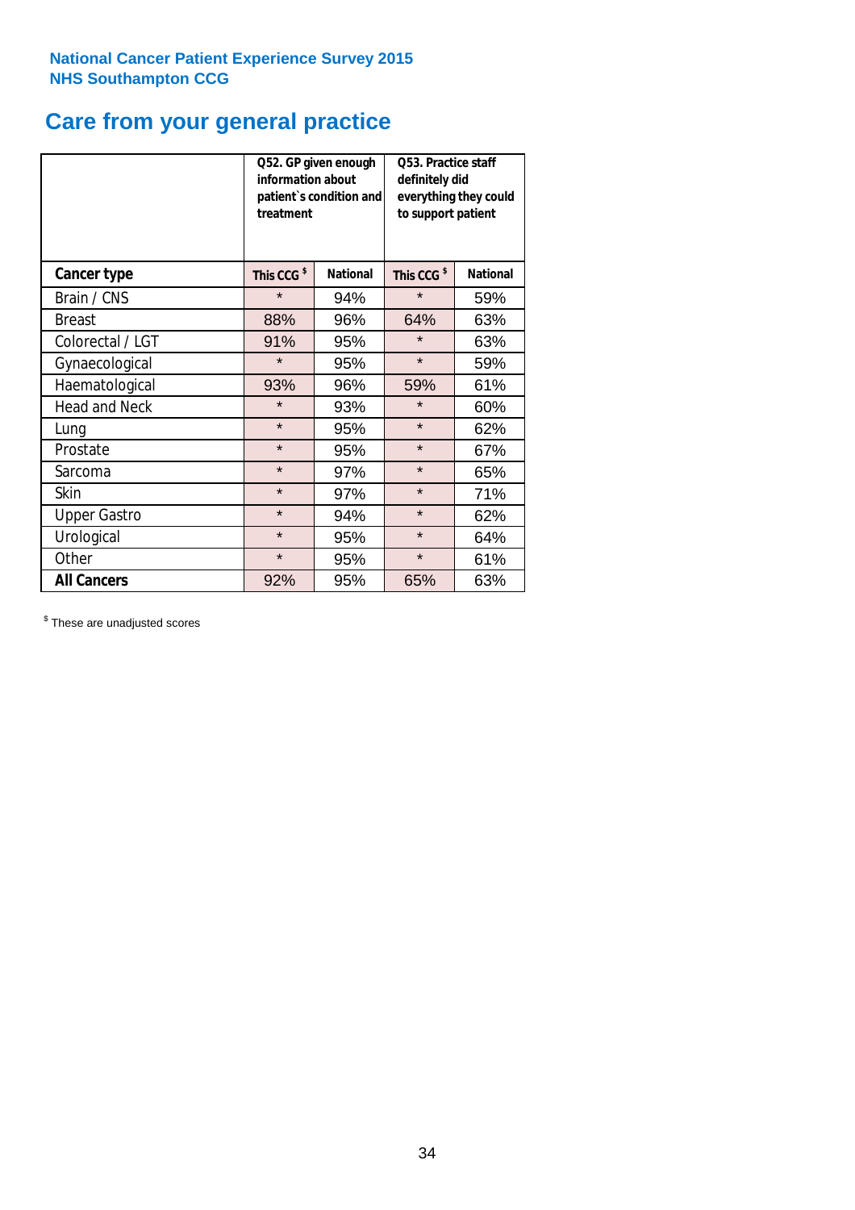**National Cancer Patient Experience Survey 2015**
**NHS Southampton CCG**

# Care from your general practice

| | Q52. GP given enough information about patient`s condition and treatment | | Q53. Practice staff definitely did everything they could to support patient | |
|---|---|---|---|---|
| **Cancer type** | **This CCG $** | **National** | **This CCG $** | **National** |
| Brain / CNS | * | 94% | * | 59% |
| Breast | 88% | 96% | 64% | 63% |
| Colorectal / LGT | 91% | 95% | * | 63% |
| Gynaecological | * | 95% | * | 59% |
| Haematological | 93% | 96% | 59% | 61% |
| Head and Neck | * | 93% | * | 60% |
| Lung | * | 95% | * | 62% |
| Prostate | * | 95% | * | 67% |
| Sarcoma | * | 97% | * | 65% |
| Skin | * | 97% | * | 71% |
| Upper Gastro | * | 94% | * | 62% |
| Urological | * | 95% | * | 64% |
| Other | * | 95% | * | 61% |
| **All Cancers** | 92% | 95% | 65% | 63% |

$ These are unadjusted scores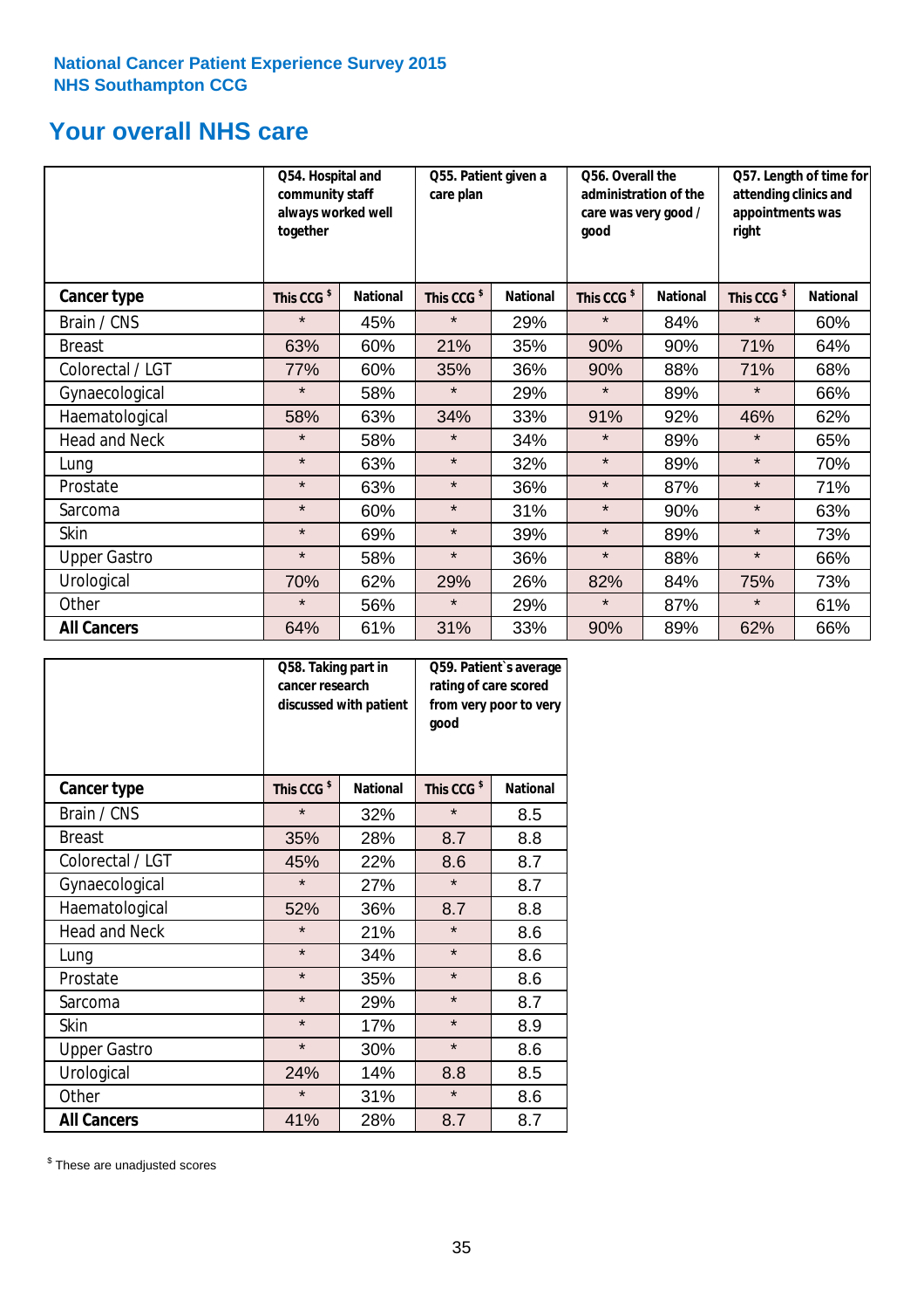**National Cancer Patient Experience Survey 2015**
**NHS Southampton CCG**

## Your overall NHS care

| | Q54. Hospital and community staff always worked well together | | Q55. Patient given a care plan | | Q56. Overall the administration of the care was very good / good | | Q57. Length of time for attending clinics and appointments was right | |
|---|---|---|---|---|---|---|---|---|
| **Cancer type** | **This CCG $** | **National** | **This CCG $** | **National** | **This CCG $** | **National** | **This CCG $** | **National** |
| Brain / CNS | * | 45% | * | 29% | * | 84% | * | 60% |
| Breast | 63% | 60% | 21% | 35% | 90% | 90% | 71% | 64% |
| Colorectal / LGT | 77% | 60% | 35% | 36% | 90% | 88% | 71% | 68% |
| Gynaecological | * | 58% | * | 29% | * | 89% | * | 66% |
| Haematological | 58% | 63% | 34% | 33% | 91% | 92% | 46% | 62% |
| Head and Neck | * | 58% | * | 34% | * | 89% | * | 65% |
| Lung | * | 63% | * | 32% | * | 89% | * | 70% |
| Prostate | * | 63% | * | 36% | * | 87% | * | 71% |
| Sarcoma | * | 60% | * | 31% | * | 90% | * | 63% |
| Skin | * | 69% | * | 39% | * | 89% | * | 73% |
| Upper Gastro | * | 58% | * | 36% | * | 88% | * | 66% |
| Urological | 70% | 62% | 29% | 26% | 82% | 84% | 75% | 73% |
| Other | * | 56% | * | 29% | * | 87% | * | 61% |
| **All Cancers** | 64% | 61% | 31% | 33% | 90% | 89% | 62% | 66% |

| | Q58. Taking part in cancer research discussed with patient | | Q59. Patient`s average rating of care scored from very poor to very good | |
|---|---|---|---|---|
| **Cancer type** | **This CCG $** | **National** | **This CCG $** | **National** |
| Brain / CNS | * | 32% | * | 8.5 |
| Breast | 35% | 28% | 8.7 | 8.8 |
| Colorectal / LGT | 45% | 22% | 8.6 | 8.7 |
| Gynaecological | * | 27% | * | 8.7 |
| Haematological | 52% | 36% | 8.7 | 8.8 |
| Head and Neck | * | 21% | * | 8.6 |
| Lung | * | 34% | * | 8.6 |
| Prostate | * | 35% | * | 8.6 |
| Sarcoma | * | 29% | * | 8.7 |
| Skin | * | 17% | * | 8.9 |
| Upper Gastro | * | 30% | * | 8.6 |
| Urological | 24% | 14% | 8.8 | 8.5 |
| Other | * | 31% | * | 8.6 |
| **All Cancers** | 41% | 28% | 8.7 | 8.7 |

$ These are unadjusted scores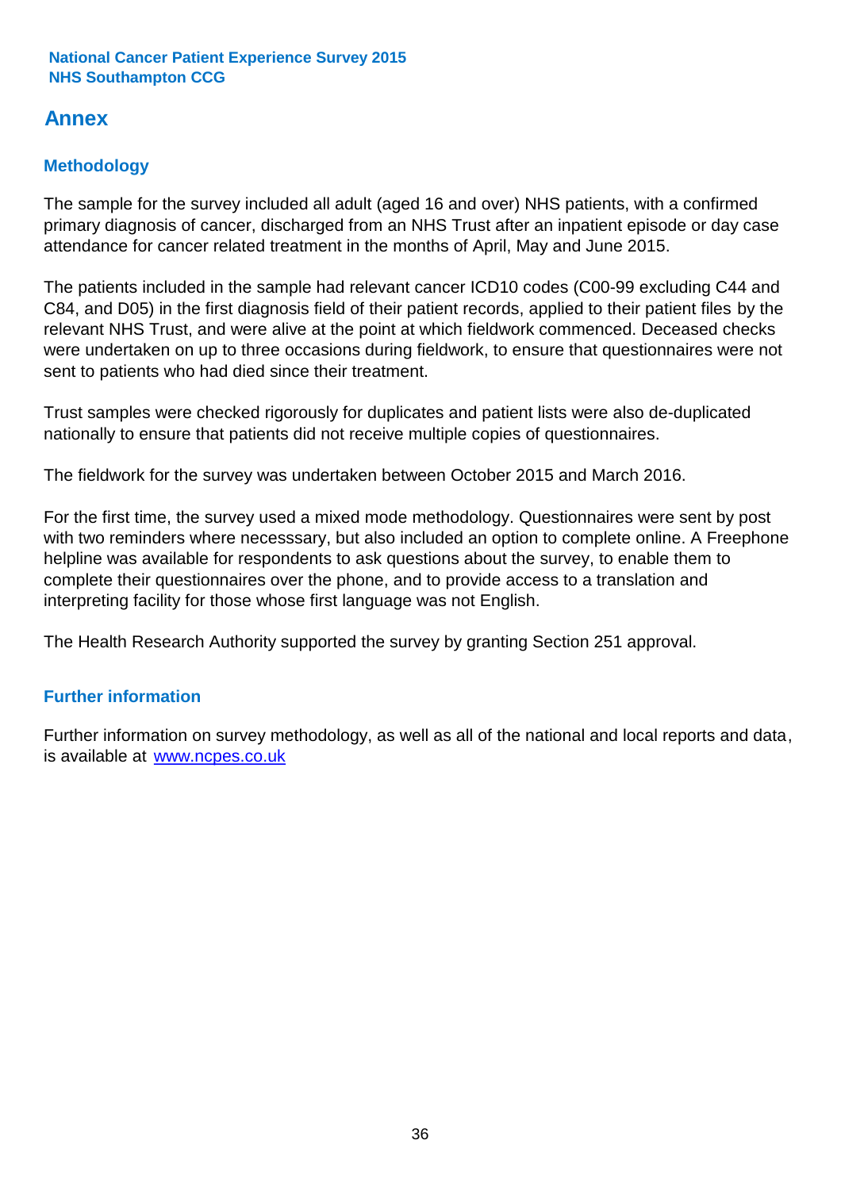# Annex

## Methodology

The sample for the survey included all adult (aged 16 and over) NHS patients, with a confirmed primary diagnosis of cancer, discharged from an NHS Trust after an inpatient episode or day case attendance for cancer related treatment in the months of April, May and June 2015.

The patients included in the sample had relevant cancer ICD10 codes (C00-99 excluding C44 and C84, and D05) in the first diagnosis field of their patient records, applied to their patient files by the relevant NHS Trust, and were alive at the point at which fieldwork commenced. Deceased checks were undertaken on up to three occasions during fieldwork, to ensure that questionnaires were not sent to patients who had died since their treatment.

Trust samples were checked rigorously for duplicates and patient lists were also de-duplicated nationally to ensure that patients did not receive multiple copies of questionnaires.

The fieldwork for the survey was undertaken between October 2015 and March 2016.

For the first time, the survey used a mixed mode methodology. Questionnaires were sent by post with two reminders where necesssary, but also included an option to complete online. A Freephone helpline was available for respondents to ask questions about the survey, to enable them to complete their questionnaires over the phone, and to provide access to a translation and interpreting facility for those whose first language was not English.

The Health Research Authority supported the survey by granting Section 251 approval.

## Further information

Further information on survey methodology, as well as all of the national and local reports and data, is available at [www.ncpes.co.uk](http://www.ncpes.co.uk)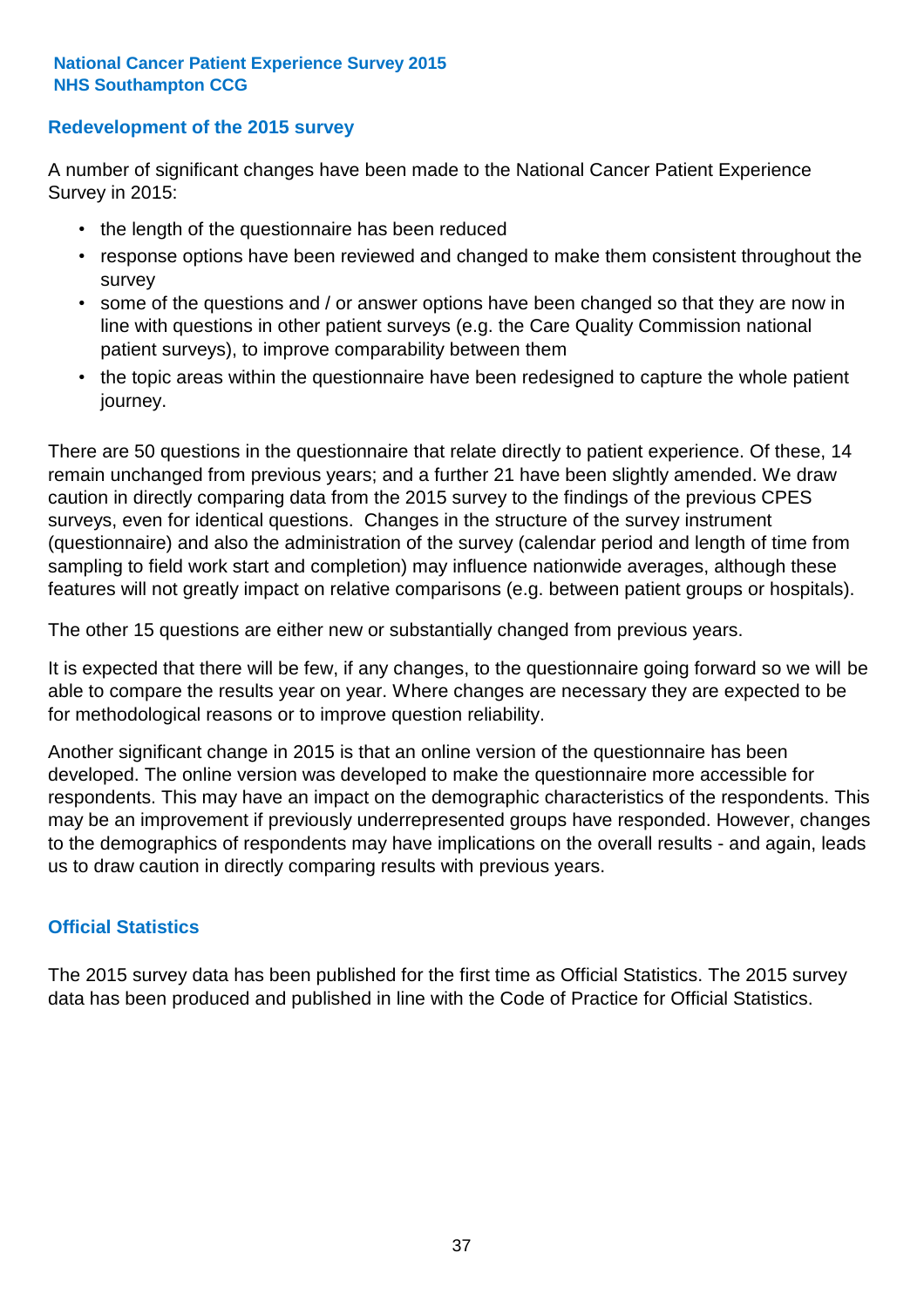## Redevelopment of the 2015 survey

A number of significant changes have been made to the National Cancer Patient Experience Survey in 2015:

- the length of the questionnaire has been reduced
- response options have been reviewed and changed to make them consistent throughout the survey
- some of the questions and / or answer options have been changed so that they are now in line with questions in other patient surveys (e.g. the Care Quality Commission national patient surveys), to improve comparability between them
- the topic areas within the questionnaire have been redesigned to capture the whole patient journey.

There are 50 questions in the questionnaire that relate directly to patient experience. Of these, 14 remain unchanged from previous years; and a further 21 have been slightly amended. We draw caution in directly comparing data from the 2015 survey to the findings of the previous CPES surveys, even for identical questions. Changes in the structure of the survey instrument (questionnaire) and also the administration of the survey (calendar period and length of time from sampling to field work start and completion) may influence nationwide averages, although these features will not greatly impact on relative comparisons (e.g. between patient groups or hospitals).

The other 15 questions are either new or substantially changed from previous years.

It is expected that there will be few, if any changes, to the questionnaire going forward so we will be able to compare the results year on year. Where changes are necessary they are expected to be for methodological reasons or to improve question reliability.

Another significant change in 2015 is that an online version of the questionnaire has been developed. The online version was developed to make the questionnaire more accessible for respondents. This may have an impact on the demographic characteristics of the respondents. This may be an improvement if previously underrepresented groups have responded. However, changes to the demographics of respondents may have implications on the overall results - and again, leads us to draw caution in directly comparing results with previous years.

## Official Statistics

The 2015 survey data has been published for the first time as Official Statistics. The 2015 survey data has been produced and published in line with the Code of Practice for Official Statistics.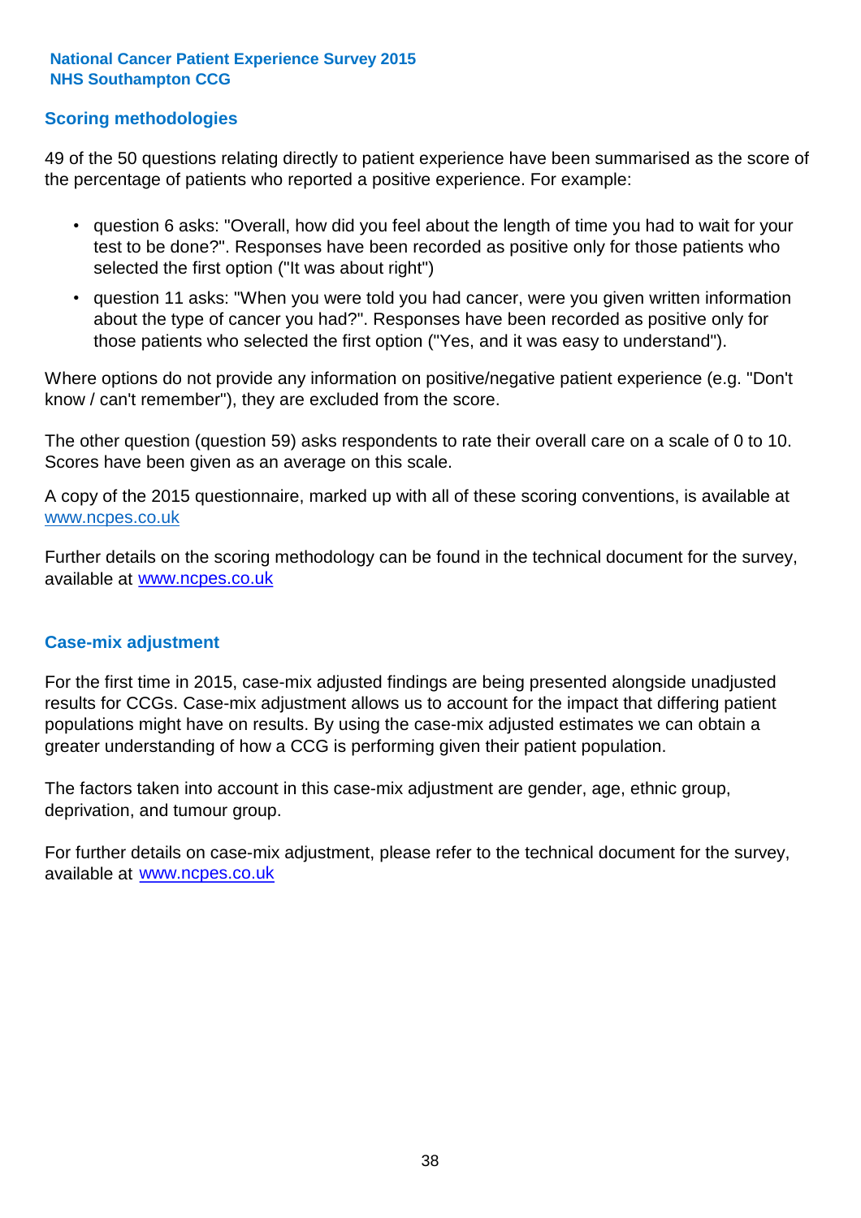## Scoring methodologies

49 of the 50 questions relating directly to patient experience have been summarised as the score of the percentage of patients who reported a positive experience. For example:

- question 6 asks: "Overall, how did you feel about the length of time you had to wait for your test to be done?". Responses have been recorded as positive only for those patients who selected the first option ("It was about right")
- question 11 asks: "When you were told you had cancer, were you given written information about the type of cancer you had?". Responses have been recorded as positive only for those patients who selected the first option ("Yes, and it was easy to understand").

Where options do not provide any information on positive/negative patient experience (e.g. "Don't know / can't remember"), they are excluded from the score.

The other question (question 59) asks respondents to rate their overall care on a scale of 0 to 10. Scores have been given as an average on this scale.

A copy of the 2015 questionnaire, marked up with all of these scoring conventions, is available at www.ncpes.co.uk

Further details on the scoring methodology can be found in the technical document for the survey, available at www.ncpes.co.uk

## Case-mix adjustment

For the first time in 2015, case-mix adjusted findings are being presented alongside unadjusted results for CCGs. Case-mix adjustment allows us to account for the impact that differing patient populations might have on results. By using the case-mix adjusted estimates we can obtain a greater understanding of how a CCG is performing given their patient population.

The factors taken into account in this case-mix adjustment are gender, age, ethnic group, deprivation, and tumour group.

For further details on case-mix adjustment, please refer to the technical document for the survey, available at www.ncpes.co.uk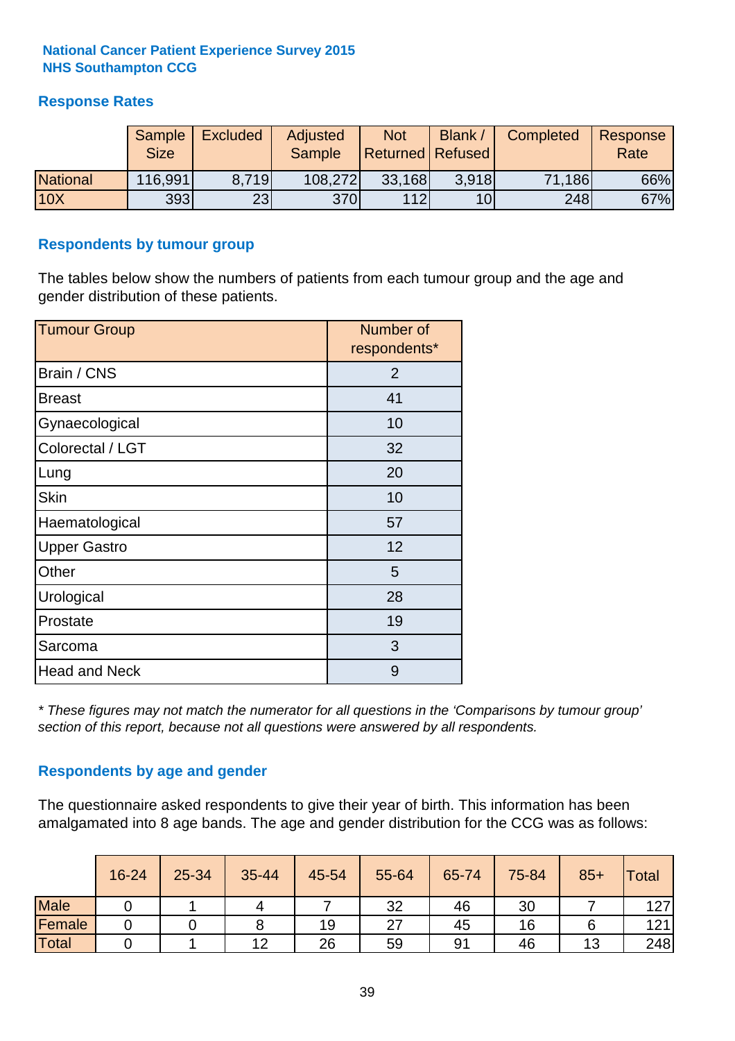**National Cancer Patient Experience Survey 2015**
**NHS Southampton CCG**

## Response Rates

| | Sample Size | Excluded | Adjusted Sample | Not Returned | Blank / Refused | Completed | Response Rate |
|---|---|---|---|---|---|---|---|
| National | 116,991 | 8,719 | 108,272 | 33,168 | 3,918 | 71,186 | 66% |
| 10X | 393 | 23 | 370 | 112 | 10 | 248 | 67% |

## Respondents by tumour group

The tables below show the numbers of patients from each tumour group and the age and gender distribution of these patients.

| Tumour Group | Number of respondents* |
|---|---|
| Brain / CNS | 2 |
| Breast | 41 |
| Gynaecological | 10 |
| Colorectal / LGT | 32 |
| Lung | 20 |
| Skin | 10 |
| Haematological | 57 |
| Upper Gastro | 12 |
| Other | 5 |
| Urological | 28 |
| Prostate | 19 |
| Sarcoma | 3 |
| Head and Neck | 9 |

*\* These figures may not match the numerator for all questions in the 'Comparisons by tumour group' section of this report, because not all questions were answered by all respondents.*

## Respondents by age and gender

The questionnaire asked respondents to give their year of birth. This information has been amalgamated into 8 age bands. The age and gender distribution for the CCG was as follows:

| | 16-24 | 25-34 | 35-44 | 45-54 | 55-64 | 65-74 | 75-84 | 85+ | Total |
|---|---|---|---|---|---|---|---|---|---|
| Male | 0 | 1 | 4 | 7 | 32 | 46 | 30 | 7 | 127 |
| Female | 0 | 0 | 8 | 19 | 27 | 45 | 16 | 6 | 121 |
| Total | 0 | 1 | 12 | 26 | 59 | 91 | 46 | 13 | 248 |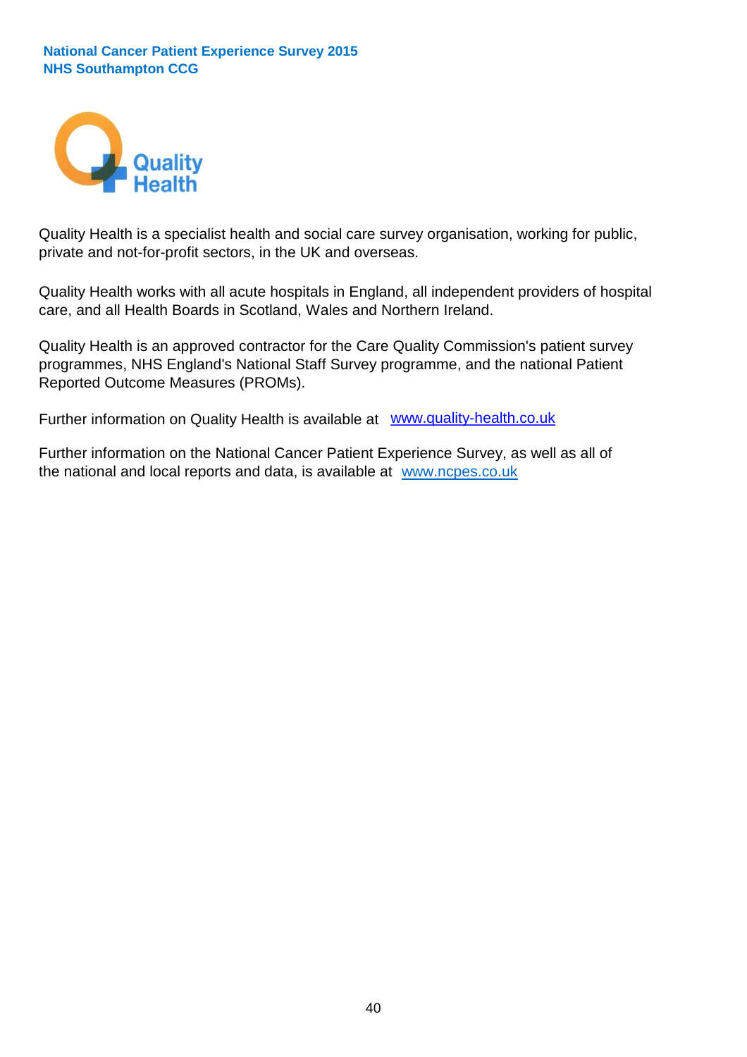Quality Health is a specialist health and social care survey organisation, working for public, private and not-for-profit sectors, in the UK and overseas.

Quality Health works with all acute hospitals in England, all independent providers of hospital care, and all Health Boards in Scotland, Wales and Northern Ireland.

Quality Health is an approved contractor for the Care Quality Commission's patient survey programmes, NHS England's National Staff Survey programme, and the national Patient Reported Outcome Measures (PROMs).

Further information on Quality Health is available at www.quality-health.co.uk

Further information on the National Cancer Patient Experience Survey, as well as all of the national and local reports and data, is available at www.ncpes.co.uk